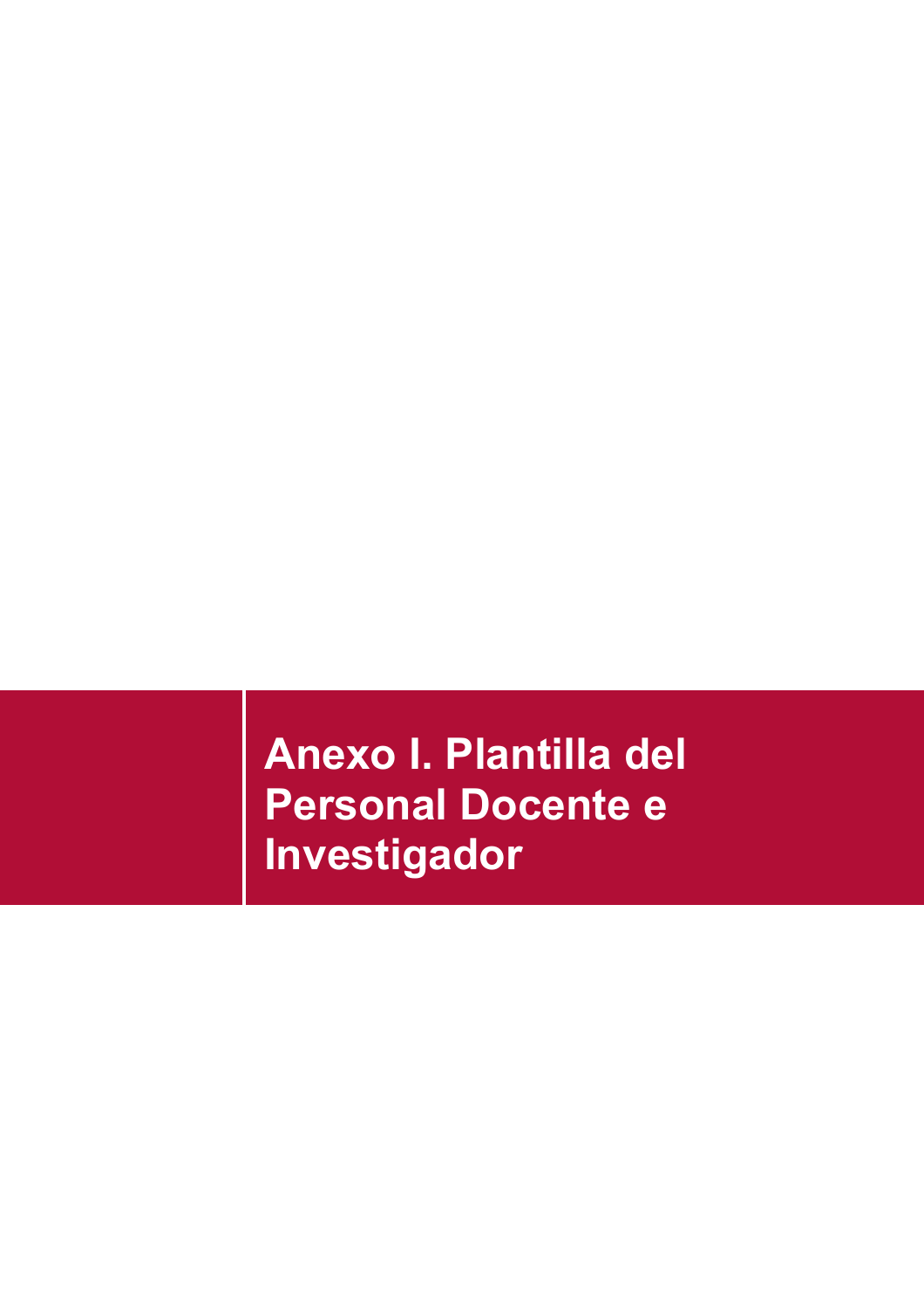# Anexo I. Plantilla del Personal Docente e Investigador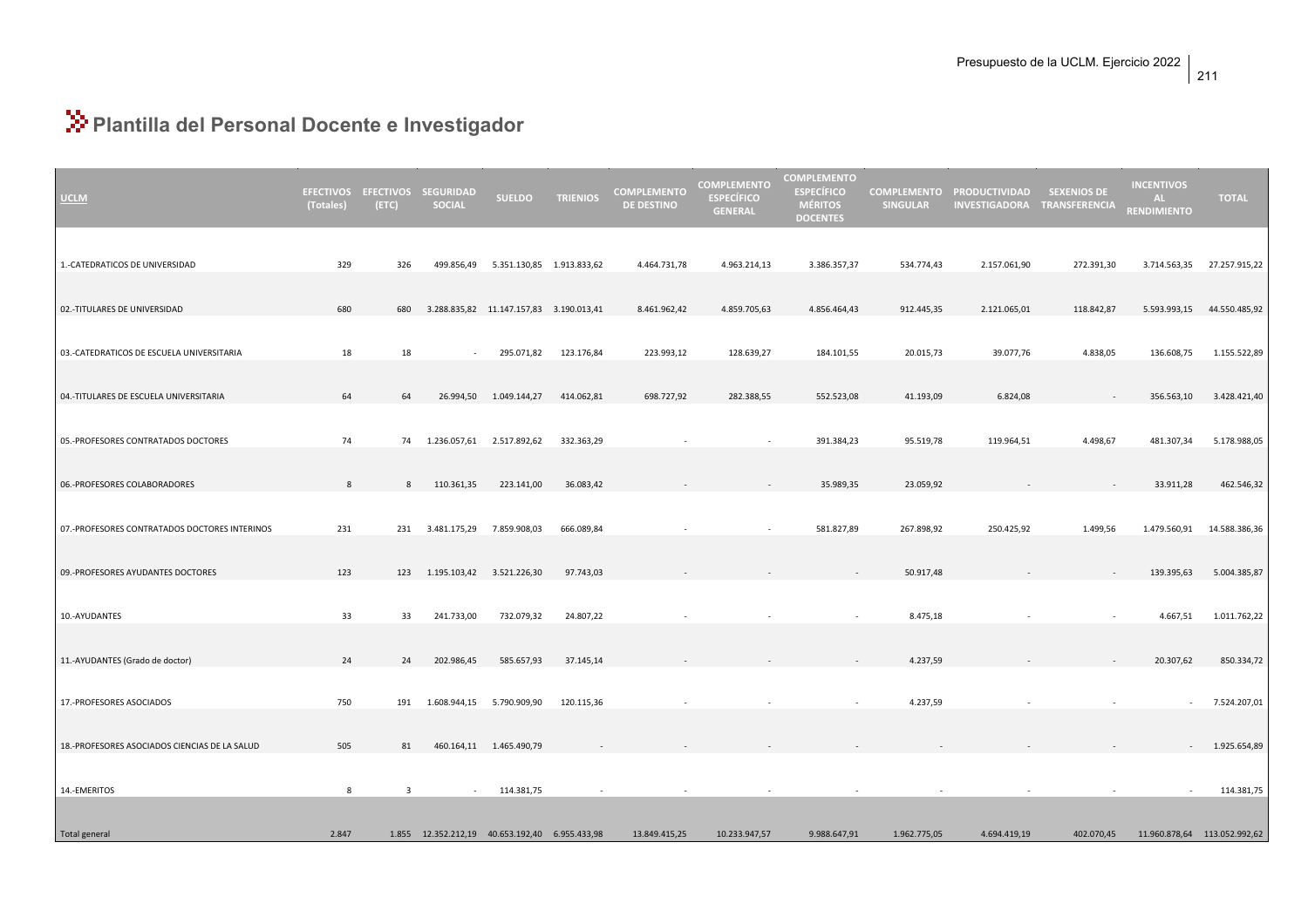# Plantilla del Personal Docente e Investigador

| UCLM | EFECTIVOS (Totales) | EFECTIVOS (ETC) | SEGURIDAD SOCIAL | SUELDO | TRIENIOS | COMPLEMENTO DE DESTINO | COMPLEMENTO ESPECÍFICO GENERAL | COMPLEMENTO ESPECÍFICO MÉRITOS DOCENTES | COMPLEMENTO SINGULAR | PRODUCTIVIDAD INVESTIGADORA | SEXENIOS DE TRANSFERENCIA | INCENTIVOS AL RENDIMIENTO | TOTAL |
|---|---|---|---|---|---|---|---|---|---|---|---|---|---|
| 1.-CATEDRATICOS DE UNIVERSIDAD | 329 | 326 | 499.856,49 | 5.351.130,85 | 1.913.833,62 | 4.464.731,78 | 4.963.214,13 | 3.386.357,37 | 534.774,43 | 2.157.061,90 | 272.391,30 | 3.714.563,35 | 27.257.915,22 |
| 02.-TITULARES DE UNIVERSIDAD | 680 | 680 | 3.288.835,82 | 11.147.157,83 | 3.190.013,41 | 8.461.962,42 | 4.859.705,63 | 4.856.464,43 | 912.445,35 | 2.121.065,01 | 118.842,87 | 5.593.993,15 | 44.550.485,92 |
| 03.-CATEDRATICOS DE ESCUELA UNIVERSITARIA | 18 | 18 | - | 295.071,82 | 123.176,84 | 223.993,12 | 128.639,27 | 184.101,55 | 20.015,73 | 39.077,76 | 4.838,05 | 136.608,75 | 1.155.522,89 |
| 04.-TITULARES DE ESCUELA UNIVERSITARIA | 64 | 64 | 26.994,50 | 1.049.144,27 | 414.062,81 | 698.727,92 | 282.388,55 | 552.523,08 | 41.193,09 | 6.824,08 | - | 356.563,10 | 3.428.421,40 |
| 05.-PROFESORES CONTRATADOS DOCTORES | 74 | 74 | 1.236.057,61 | 2.517.892,62 | 332.363,29 | - | - | 391.384,23 | 95.519,78 | 119.964,51 | 4.498,67 | 481.307,34 | 5.178.988,05 |
| 06.-PROFESORES COLABORADORES | 8 | 8 | 110.361,35 | 223.141,00 | 36.083,42 | - | - | 35.989,35 | 23.059,92 | - | - | 33.911,28 | 462.546,32 |
| 07.-PROFESORES CONTRATADOS DOCTORES INTERINOS | 231 | 231 | 3.481.175,29 | 7.859.908,03 | 666.089,84 | - | - | 581.827,89 | 267.898,92 | 250.425,92 | 1.499,56 | 1.479.560,91 | 14.588.386,36 |
| 09.-PROFESORES AYUDANTES DOCTORES | 123 | 123 | 1.195.103,42 | 3.521.226,30 | 97.743,03 | - | - | - | 50.917,48 | - | - | 139.395,63 | 5.004.385,87 |
| 10.-AYUDANTES | 33 | 33 | 241.733,00 | 732.079,32 | 24.807,22 | - | - | - | 8.475,18 | - | - | 4.667,51 | 1.011.762,22 |
| 11.-AYUDANTES (Grado de doctor) | 24 | 24 | 202.986,45 | 585.657,93 | 37.145,14 | - | - | - | 4.237,59 | - | - | 20.307,62 | 850.334,72 |
| 17.-PROFESORES ASOCIADOS | 750 | 191 | 1.608.944,15 | 5.790.909,90 | 120.115,36 | - | - | - | 4.237,59 | - | - | - | 7.524.207,01 |
| 18.-PROFESORES ASOCIADOS CIENCIAS DE LA SALUD | 505 | 81 | 460.164,11 | 1.465.490,79 | - | - | - | - | - | - | - | - | 1.925.654,89 |
| 14.-EMERITOS | 8 | 3 | - | 114.381,75 | - | - | - | - | - | - | - | - | 114.381,75 |
| Total general | 2.847 | 1.855 | 12.352.212,19 | 40.653.192,40 | 6.955.433,98 | 13.849.415,25 | 10.233.947,57 | 9.988.647,91 | 1.962.775,05 | 4.694.419,19 | 402.070,45 | 11.960.878,64 | 113.052.992,62 |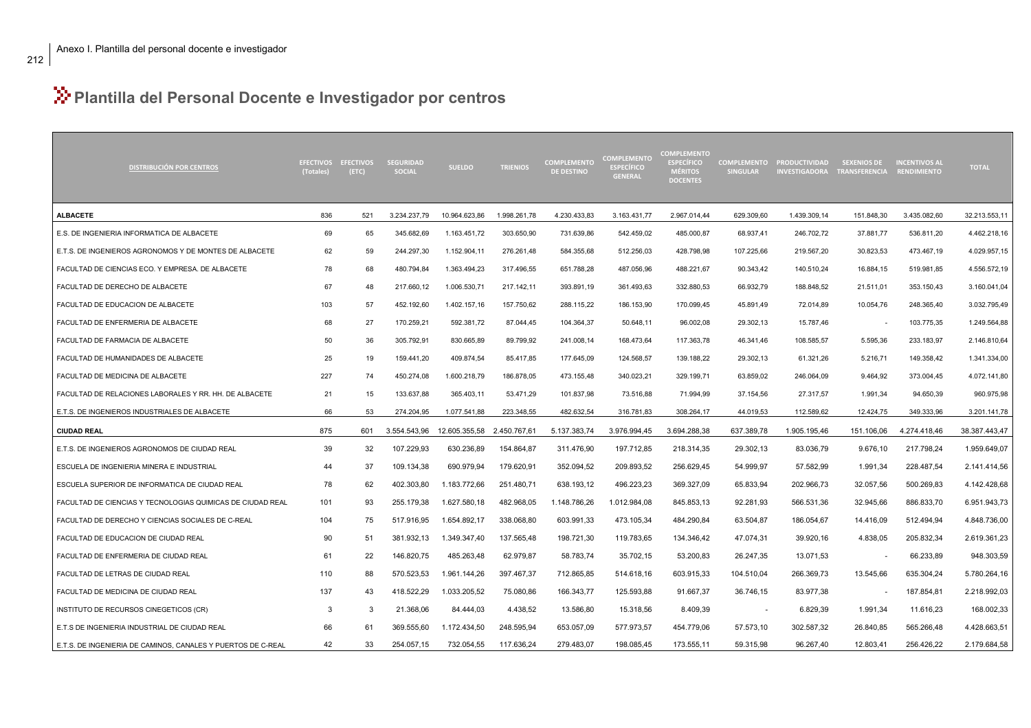# Plantilla del Personal Docente e Investigador por centros

| DISTRIBUCIÓN POR CENTROS | EFECTIVOS (Totales) | EFECTIVOS (ETC) | SEGURIDAD SOCIAL | SUELDO | TRIENIOS | COMPLEMENTO DE DESTINO | COMPLEMENTO ESPECÍFICO GENERAL | COMPLEMENTO ESPECÍFICO MÉRITOS DOCENTES | COMPLEMENTO SINGULAR | PRODUCTIVIDAD INVESTIGADORA | SEXENIOS DE TRANSFERENCIA | INCENTIVOS AL RENDIMIENTO | TOTAL |
|---|---|---|---|---|---|---|---|---|---|---|---|---|---|
| **ALBACETE** | 836 | 521 | 3.234.237,79 | 10.964.623,86 | 1.998.261,78 | 4.230.433,83 | 3.163.431,77 | 2.967.014,44 | 629.309,60 | 1.439.309,14 | 151.848,30 | 3.435.082,60 | 32.213.553,11 |
| E.S. DE INGENIERIA INFORMATICA DE ALBACETE | 69 | 65 | 345.682,69 | 1.163.451,72 | 303.650,90 | 731.639,86 | 542.459,02 | 485.000,87 | 68.937,41 | 246.702,72 | 37.881,77 | 536.811,20 | 4.462.218,16 |
| E.T.S. DE INGENIEROS AGRONOMOS Y DE MONTES DE ALBACETE | 62 | 59 | 244.297,30 | 1.152.904,11 | 276.261,48 | 584.355,68 | 512.256,03 | 428.798,98 | 107.225,66 | 219.567,20 | 30.823,53 | 473.467,19 | 4.029.957,15 |
| FACULTAD DE CIENCIAS ECO. Y EMPRESA. DE ALBACETE | 78 | 68 | 480.794,84 | 1.363.494,23 | 317.496,55 | 651.788,28 | 487.056,96 | 488.221,67 | 90.343,42 | 140.510,24 | 16.884,15 | 519.981,85 | 4.556.572,19 |
| FACULTAD DE DERECHO DE ALBACETE | 67 | 48 | 217.660,12 | 1.006.530,71 | 217.142,11 | 393.891,19 | 361.493,63 | 332.880,53 | 66.932,79 | 188.848,52 | 21.511,01 | 353.150,43 | 3.160.041,04 |
| FACULTAD DE EDUCACION DE ALBACETE | 103 | 57 | 452.192,60 | 1.402.157,16 | 157.750,62 | 288.115,22 | 186.153,90 | 170.099,45 | 45.891,49 | 72.014,89 | 10.054,76 | 248.365,40 | 3.032.795,49 |
| FACULTAD DE ENFERMERIA DE ALBACETE | 68 | 27 | 170.259,21 | 592.381,72 | 87.044,45 | 104.364,37 | 50.648,11 | 96.002,08 | 29.302,13 | 15.787,46 | - | 103.775,35 | 1.249.564,88 |
| FACULTAD DE FARMACIA DE ALBACETE | 50 | 36 | 305.792,91 | 830.665,89 | 89.799,92 | 241.008,14 | 168.473,64 | 117.363,78 | 46.341,46 | 108.585,57 | 5.595,36 | 233.183,97 | 2.146.810,64 |
| FACULTAD DE HUMANIDADES DE ALBACETE | 25 | 19 | 159.441,20 | 409.874,54 | 85.417,85 | 177.645,09 | 124.568,57 | 139.188,22 | 29.302,13 | 61.321,26 | 5.216,71 | 149.358,42 | 1.341.334,00 |
| FACULTAD DE MEDICINA DE ALBACETE | 227 | 74 | 450.274,08 | 1.600.218,79 | 186.878,05 | 473.155,48 | 340.023,21 | 329.199,71 | 63.859,02 | 246.064,09 | 9.464,92 | 373.004,45 | 4.072.141,80 |
| FACULTAD DE RELACIONES LABORALES Y RR. HH. DE ALBACETE | 21 | 15 | 133.637,88 | 365.403,11 | 53.471,29 | 101.837,98 | 73.516,88 | 71.994,99 | 37.154,56 | 27.317,57 | 1.991,34 | 94.650,39 | 960.975,98 |
| E.T.S. DE INGENIEROS INDUSTRIALES DE ALBACETE | 66 | 53 | 274.204,95 | 1.077.541,88 | 223.348,55 | 482.632,54 | 316.781,83 | 308.264,17 | 44.019,53 | 112.589,62 | 12.424,75 | 349.333,96 | 3.201.141,78 |
| **CIUDAD REAL** | 875 | 601 | 3.554.543,96 | 12.605.355,58 | 2.450.767,61 | 5.137.383,74 | 3.976.994,45 | 3.694.288,38 | 637.389,78 | 1.905.195,46 | 151.106,06 | 4.274.418,46 | 38.387.443,47 |
| E.T.S. DE INGENIEROS AGRONOMOS DE CIUDAD REAL | 39 | 32 | 107.229,93 | 630.236,89 | 154.864,87 | 311.476,90 | 197.712,85 | 218.314,35 | 29.302,13 | 83.036,79 | 9.676,10 | 217.798,24 | 1.959.649,07 |
| ESCUELA DE INGENIERIA MINERA E INDUSTRIAL | 44 | 37 | 109.134,38 | 690.979,94 | 179.620,91 | 352.094,52 | 209.893,52 | 256.629,45 | 54.999,97 | 57.582,99 | 1.991,34 | 228.487,54 | 2.141.414,56 |
| ESCUELA SUPERIOR DE INFORMATICA DE CIUDAD REAL | 78 | 62 | 402.303,80 | 1.183.772,66 | 251.480,71 | 638.193,12 | 496.223,23 | 369.327,09 | 65.833,94 | 202.966,73 | 32.057,56 | 500.269,83 | 4.142.428,68 |
| FACULTAD DE CIENCIAS Y TECNOLOGIAS QUIMICAS DE CIUDAD REAL | 101 | 93 | 255.179,38 | 1.627.580,18 | 482.968,05 | 1.148.786,26 | 1.012.984,08 | 845.853,13 | 92.281,93 | 566.531,36 | 32.945,66 | 886.833,70 | 6.951.943,73 |
| FACULTAD DE DERECHO Y CIENCIAS SOCIALES DE C-REAL | 104 | 75 | 517.916,95 | 1.654.892,17 | 338.068,80 | 603.991,33 | 473.105,34 | 484.290,84 | 63.504,87 | 186.054,67 | 14.416,09 | 512.494,94 | 4.848.736,00 |
| FACULTAD DE EDUCACION DE CIUDAD REAL | 90 | 51 | 381.932,13 | 1.349.347,40 | 137.565,48 | 198.721,30 | 119.783,65 | 134.346,42 | 47.074,31 | 39.920,16 | 4.838,05 | 205.832,34 | 2.619.361,23 |
| FACULTAD DE ENFERMERIA DE CIUDAD REAL | 61 | 22 | 146.820,75 | 485.263,48 | 62.979,87 | 58.783,74 | 35.702,15 | 53.200,83 | 26.247,35 | 13.071,53 | - | 66.233,89 | 948.303,59 |
| FACULTAD DE LETRAS DE CIUDAD REAL | 110 | 88 | 570.523,53 | 1.961.144,26 | 397.467,37 | 712.865,85 | 514.618,16 | 603.915,33 | 104.510,04 | 266.369,73 | 13.545,66 | 635.304,24 | 5.780.264,16 |
| FACULTAD DE MEDICINA DE CIUDAD REAL | 137 | 43 | 418.522,29 | 1.033.205,52 | 75.080,86 | 166.343,77 | 125.593,88 | 91.667,37 | 36.746,15 | 83.977,38 | - | 187.854,81 | 2.218.992,03 |
| INSTITUTO DE RECURSOS CINEGETICOS (CR) | 3 | 3 | 21.368,06 | 84.444,03 | 4.438,52 | 13.586,80 | 15.318,56 | 8.409,39 | - | 6.829,39 | 1.991,34 | 11.616,23 | 168.002,33 |
| E.T.S DE INGENIERIA INDUSTRIAL DE CIUDAD REAL | 66 | 61 | 369.555,60 | 1.172.434,50 | 248.595,94 | 653.057,09 | 577.973,57 | 454.779,06 | 57.573,10 | 302.587,32 | 26.840,85 | 565.266,48 | 4.428.663,51 |
| E.T.S. DE INGENIERIA DE CAMINOS, CANALES Y PUERTOS DE C-REAL | 42 | 33 | 254.057,15 | 732.054,55 | 117.636,24 | 279.483,07 | 198.085,45 | 173.555,11 | 59.315,98 | 96.267,40 | 12.803,41 | 256.426,22 | 2.179.684,58 |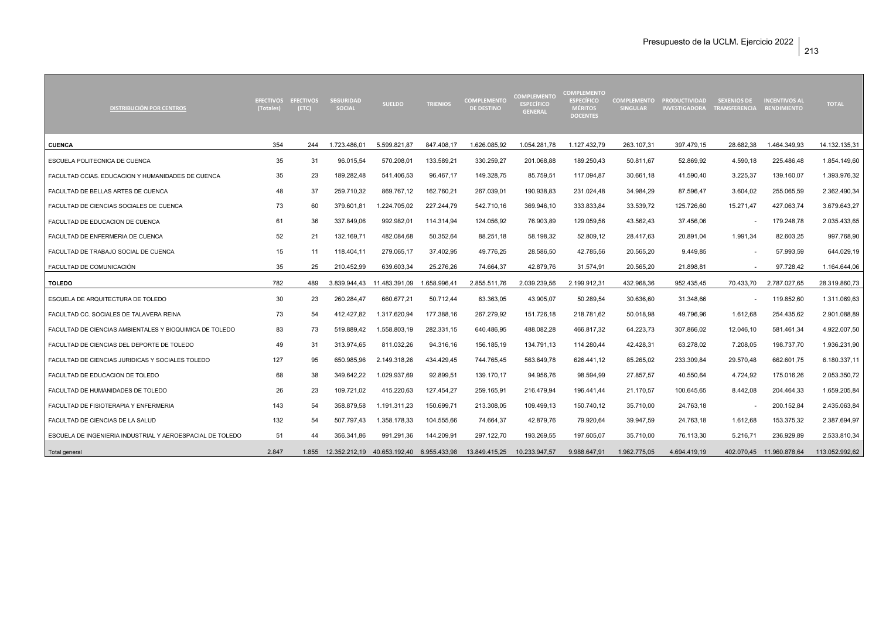| DISTRIBUCIÓN POR CENTROS | EFECTIVOS (Totales) | EFECTIVOS (ETC) | SEGURIDAD SOCIAL | SUELDO | TRIENIOS | COMPLEMENTO DE DESTINO | COMPLEMENTO ESPECÍFICO GENERAL | COMPLEMENTO ESPECÍFICO MÉRITOS DOCENTES | COMPLEMENTO SINGULAR | PRODUCTIVIDAD INVESTIGADORA | SEXENIOS DE TRANSFERENCIA | INCENTIVOS AL RENDIMIENTO | TOTAL |
|---|---|---|---|---|---|---|---|---|---|---|---|---|---|
| **CUENCA** | 354 | 244 | 1.723.486,01 | 5.599.821,87 | 847.408,17 | 1.626.085,92 | 1.054.281,78 | 1.127.432,79 | 263.107,31 | 397.479,15 | 28.682,38 | 1.464.349,93 | 14.132.135,31 |
| ESCUELA POLITECNICA DE CUENCA | 35 | 31 | 96.015,54 | 570.208,01 | 133.589,21 | 330.259,27 | 201.068,88 | 189.250,43 | 50.811,67 | 52.869,92 | 4.590,18 | 225.486,48 | 1.854.149,60 |
| FACULTAD CCIAS. EDUCACION Y HUMANIDADES DE CUENCA | 35 | 23 | 189.282,48 | 541.406,53 | 96.467,17 | 149.328,75 | 85.759,51 | 117.094,87 | 30.661,18 | 41.590,40 | 3.225,37 | 139.160,07 | 1.393.976,32 |
| FACULTAD DE BELLAS ARTES DE CUENCA | 48 | 37 | 259.710,32 | 869.767,12 | 162.760,21 | 267.039,01 | 190.938,83 | 231.024,48 | 34.984,29 | 87.596,47 | 3.604,02 | 255.065,59 | 2.362.490,34 |
| FACULTAD DE CIENCIAS SOCIALES DE CUENCA | 73 | 60 | 379.601,81 | 1.224.705,02 | 227.244,79 | 542.710,16 | 369.946,10 | 333.833,84 | 33.539,72 | 125.726,60 | 15.271,47 | 427.063,74 | 3.679.643,27 |
| FACULTAD DE EDUCACION DE CUENCA | 61 | 36 | 337.849,06 | 992.982,01 | 114.314,94 | 124.056,92 | 76.903,89 | 129.059,56 | 43.562,43 | 37.456,06 | - | 179.248,78 | 2.035.433,65 |
| FACULTAD DE ENFERMERIA DE CUENCA | 52 | 21 | 132.169,71 | 482.084,68 | 50.352,64 | 88.251,18 | 58.198,32 | 52.809,12 | 28.417,63 | 20.891,04 | 1.991,34 | 82.603,25 | 997.768,90 |
| FACULTAD DE TRABAJO SOCIAL DE CUENCA | 15 | 11 | 118.404,11 | 279.065,17 | 37.402,95 | 49.776,25 | 28.586,50 | 42.785,56 | 20.565,20 | 9.449,85 | - | 57.993,59 | 644.029,19 |
| FACULTAD DE COMUNICACIÓN | 35 | 25 | 210.452,99 | 639.603,34 | 25.276,26 | 74.664,37 | 42.879,76 | 31.574,91 | 20.565,20 | 21.898,81 | - | 97.728,42 | 1.164.644,06 |
| **TOLEDO** | 782 | 489 | 3.839.944,43 | 11.483.391,09 | 1.658.996,41 | 2.855.511,76 | 2.039.239,56 | 2.199.912,31 | 432.968,36 | 952.435,45 | 70.433,70 | 2.787.027,65 | 28.319.860,73 |
| ESCUELA DE ARQUITECTURA DE TOLEDO | 30 | 23 | 260.284,47 | 660.677,21 | 50.712,44 | 63.363,05 | 43.905,07 | 50.289,54 | 30.636,60 | 31.348,66 | - | 119.852,60 | 1.311.069,63 |
| FACULTAD CC. SOCIALES DE TALAVERA REINA | 73 | 54 | 412.427,82 | 1.317.620,94 | 177.388,16 | 267.279,92 | 151.726,18 | 218.781,62 | 50.018,98 | 49.796,96 | 1.612,68 | 254.435,62 | 2.901.088,89 |
| FACULTAD DE CIENCIAS AMBIENTALES Y BIOQUIMICA DE TOLEDO | 83 | 73 | 519.889,42 | 1.558.803,19 | 282.331,15 | 640.486,95 | 488.082,28 | 466.817,32 | 64.223,73 | 307.866,02 | 12.046,10 | 581.461,34 | 4.922.007,50 |
| FACULTAD DE CIENCIAS DEL DEPORTE DE TOLEDO | 49 | 31 | 313.974,65 | 811.032,26 | 94.316,16 | 156.185,19 | 134.791,13 | 114.280,44 | 42.428,31 | 63.278,02 | 7.208,05 | 198.737,70 | 1.936.231,90 |
| FACULTAD DE CIENCIAS JURIDICAS Y SOCIALES TOLEDO | 127 | 95 | 650.985,96 | 2.149.318,26 | 434.429,45 | 744.765,45 | 563.649,78 | 626.441,12 | 85.265,02 | 233.309,84 | 29.570,48 | 662.601,75 | 6.180.337,11 |
| FACULTAD DE EDUCACION DE TOLEDO | 68 | 38 | 349.642,22 | 1.029.937,69 | 92.899,51 | 139.170,17 | 94.956,76 | 98.594,99 | 27.857,57 | 40.550,64 | 4.724,92 | 175.016,26 | 2.053.350,72 |
| FACULTAD DE HUMANIDADES DE TOLEDO | 26 | 23 | 109.721,02 | 415.220,63 | 127.454,27 | 259.165,91 | 216.479,94 | 196.441,44 | 21.170,57 | 100.645,65 | 8.442,08 | 204.464,33 | 1.659.205,84 |
| FACULTAD DE FISIOTERAPIA Y ENFERMERIA | 143 | 54 | 358.879,58 | 1.191.311,23 | 150.699,71 | 213.308,05 | 109.499,13 | 150.740,12 | 35.710,00 | 24.763,18 | - | 200.152,84 | 2.435.063,84 |
| FACULTAD DE CIENCIAS DE LA SALUD | 132 | 54 | 507.797,43 | 1.358.178,33 | 104.555,66 | 74.664,37 | 42.879,76 | 79.920,64 | 39.947,59 | 24.763,18 | 1.612,68 | 153.375,32 | 2.387.694,97 |
| ESCUELA DE INGENIERIA INDUSTRIAL Y AEROESPACIAL DE TOLEDO | 51 | 44 | 356.341,86 | 991.291,36 | 144.209,91 | 297.122,70 | 193.269,55 | 197.605,07 | 35.710,00 | 76.113,30 | 5.216,71 | 236.929,89 | 2.533.810,34 |
| Total general | 2.847 | 1.855 | 12.352.212,19 | 40.653.192,40 | 6.955.433,98 | 13.849.415,25 | 10.233.947,57 | 9.988.647,91 | 1.962.775,05 | 4.694.419,19 | 402.070,45 | 11.960.878,64 | 113.052.992,62 |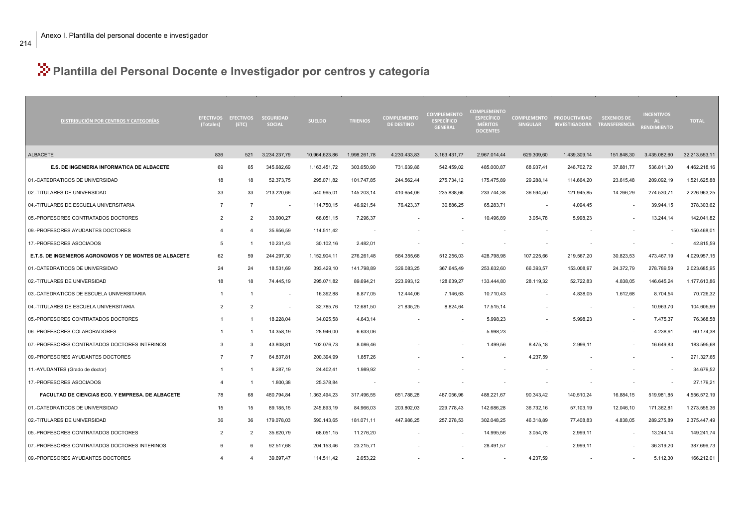# Plantilla del Personal Docente e Investigador por centros y categoría

| DISTRIBUCIÓN POR CENTROS Y CATEGORÍAS | EFECTIVOS (Totales) | EFECTIVOS (ETC) | SEGURIDAD SOCIAL | SUELDO | TRIENIOS | COMPLEMENTO DE DESTINO | COMPLEMENTO ESPECÍFICO GENERAL | COMPLEMENTO ESPECÍFICO MÉRITOS DOCENTES | COMPLEMENTO SINGULAR | PRODUCTIVIDAD INVESTIGADORA | SEXENIOS DE TRANSFERENCIA | INCENTIVOS AL RENDIMIENTO | TOTAL |
|---|---|---|---|---|---|---|---|---|---|---|---|---|---|
| ALBACETE | 836 | 521 | 3.234.237,79 | 10.964.623,86 | 1.998.261,78 | 4.230.433,83 | 3.163.431,77 | 2.967.014,44 | 629.309,60 | 1.439.309,14 | 151.848,30 | 3.435.082,60 | 32.213.553,11 |
| **E.S. DE INGENIERIA INFORMATICA DE ALBACETE** | 69 | 65 | 345.682,69 | 1.163.451,72 | 303.650,90 | 731.639,86 | 542.459,02 | 485.000,87 | 68.937,41 | 246.702,72 | 37.881,77 | 536.811,20 | 4.462.218,16 |
| 01.-CATEDRATICOS DE UNIVERSIDAD | 18 | 18 | 52.373,75 | 295.071,82 | 101.747,85 | 244.562,44 | 275.734,12 | 175.475,89 | 29.288,14 | 114.664,20 | 23.615,48 | 209.092,19 | 1.521.625,88 |
| 02.-TITULARES DE UNIVERSIDAD | 33 | 33 | 213.220,66 | 540.965,01 | 145.203,14 | 410.654,06 | 235.838,66 | 233.744,38 | 36.594,50 | 121.945,85 | 14.266,29 | 274.530,71 | 2.226.963,25 |
| 04.-TITULARES DE ESCUELA UNIVERSITARIA | 7 | 7 | - | 114.750,15 | 46.921,54 | 76.423,37 | 30.886,25 | 65.283,71 | - | 4.094,45 | - | 39.944,15 | 378.303,62 |
| 05.-PROFESORES CONTRATADOS DOCTORES | 2 | 2 | 33.900,27 | 68.051,15 | 7.296,37 | - | - | 10.496,89 | 3.054,78 | 5.998,23 | - | 13.244,14 | 142.041,82 |
| 09.-PROFESORES AYUDANTES DOCTORES | 4 | 4 | 35.956,59 | 114.511,42 | - | - | - | - | - | - | - | - | 150.468,01 |
| 17.-PROFESORES ASOCIADOS | 5 | 1 | 10.231,43 | 30.102,16 | 2.482,01 | - | - | - | - | - | - | - | 42.815,59 |
| **E.T.S. DE INGENIEROS AGRONOMOS Y DE MONTES DE ALBACETE** | 62 | 59 | 244.297,30 | 1.152.904,11 | 276.261,48 | 584.355,68 | 512.256,03 | 428.798,98 | 107.225,66 | 219.567,20 | 30.823,53 | 473.467,19 | 4.029.957,15 |
| 01.-CATEDRATICOS DE UNIVERSIDAD | 24 | 24 | 18.531,69 | 393.429,10 | 141.798,89 | 326.083,25 | 367.645,49 | 253.632,60 | 66.393,57 | 153.008,97 | 24.372,79 | 278.789,59 | 2.023.685,95 |
| 02.-TITULARES DE UNIVERSIDAD | 18 | 18 | 74.445,19 | 295.071,82 | 89.694,21 | 223.993,12 | 128.639,27 | 133.444,80 | 28.119,32 | 52.722,83 | 4.838,05 | 146.645,24 | 1.177.613,86 |
| 03.-CATEDRATICOS DE ESCUELA UNIVERSITARIA | 1 | 1 | - | 16.392,88 | 8.877,05 | 12.444,06 | 7.146,63 | 10.710,43 | - | 4.838,05 | 1.612,68 | 8.704,54 | 70.726,32 |
| 04.-TITULARES DE ESCUELA UNIVERSITARIA | 2 | 2 | - | 32.785,76 | 12.681,50 | 21.835,25 | 8.824,64 | 17.515,14 | - | - | - | 10.963,70 | 104.605,99 |
| 05.-PROFESORES CONTRATADOS DOCTORES | 1 | 1 | 18.228,04 | 34.025,58 | 4.643,14 | - | - | 5.998,23 | - | 5.998,23 | - | 7.475,37 | 76.368,58 |
| 06.-PROFESORES COLABORADORES | 1 | 1 | 14.358,19 | 28.946,00 | 6.633,06 | - | - | 5.998,23 | - | - | - | 4.238,91 | 60.174,38 |
| 07.-PROFESORES CONTRATADOS DOCTORES INTERINOS | 3 | 3 | 43.808,81 | 102.076,73 | 8.086,46 | - | - | 1.499,56 | 8.475,18 | 2.999,11 | - | 16.649,83 | 183.595,68 |
| 09.-PROFESORES AYUDANTES DOCTORES | 7 | 7 | 64.837,81 | 200.394,99 | 1.857,26 | - | - | - | 4.237,59 | - | - | - | 271.327,65 |
| 11.-AYUDANTES (Grado de doctor) | 1 | 1 | 8.287,19 | 24.402,41 | 1.989,92 | - | - | - | - | - | - | - | 34.679,52 |
| 17.-PROFESORES ASOCIADOS | 4 | 1 | 1.800,38 | 25.378,84 | - | - | - | - | - | - | - | - | 27.179,21 |
| **FACULTAD DE CIENCIAS ECO. Y EMPRESA. DE ALBACETE** | 78 | 68 | 480.794,84 | 1.363.494,23 | 317.496,55 | 651.788,28 | 487.056,96 | 488.221,67 | 90.343,42 | 140.510,24 | 16.884,15 | 519.981,85 | 4.556.572,19 |
| 01.-CATEDRATICOS DE UNIVERSIDAD | 15 | 15 | 89.185,15 | 245.893,19 | 84.966,03 | 203.802,03 | 229.778,43 | 142.686,28 | 36.732,16 | 57.103,19 | 12.046,10 | 171.362,81 | 1.273.555,36 |
| 02.-TITULARES DE UNIVERSIDAD | 36 | 36 | 179.078,03 | 590.143,65 | 181.071,11 | 447.986,25 | 257.278,53 | 302.048,25 | 46.318,89 | 77.408,83 | 4.838,05 | 289.275,89 | 2.375.447,49 |
| 05.-PROFESORES CONTRATADOS DOCTORES | 2 | 2 | 35.620,79 | 68.051,15 | 11.276,20 | - | - | 14.995,56 | 3.054,78 | 2.999,11 | - | 13.244,14 | 149.241,74 |
| 07.-PROFESORES CONTRATADOS DOCTORES INTERINOS | 6 | 6 | 92.517,68 | 204.153,46 | 23.215,71 | - | - | 28.491,57 | - | 2.999,11 | - | 36.319,20 | 387.696,73 |
| 09.-PROFESORES AYUDANTES DOCTORES | 4 | 4 | 39.697,47 | 114.511,42 | 2.653,22 | - | - | - | 4.237,59 | - | - | 5.112,30 | 166.212,01 |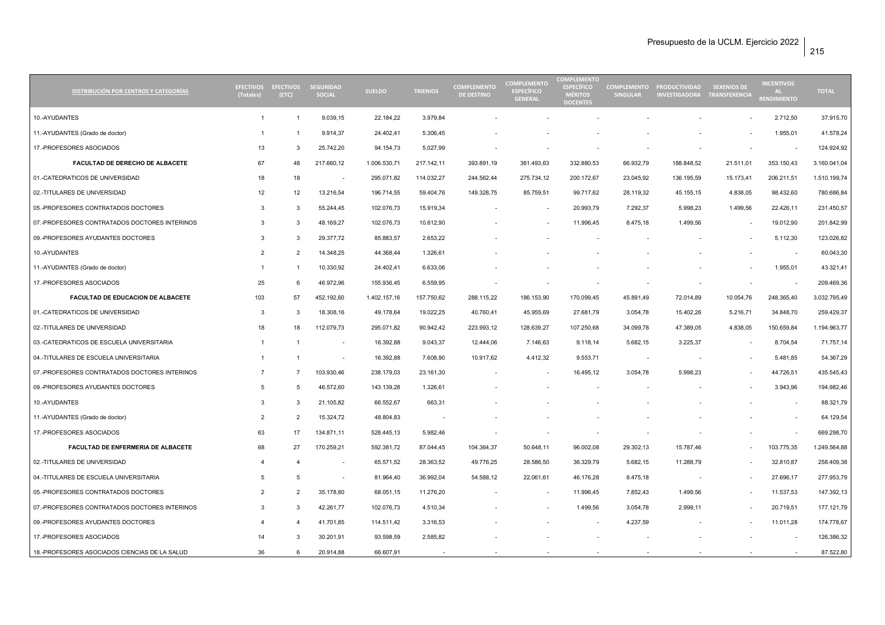| DISTRIBUCIÓN POR CENTROS Y CATEGORÍAS | EFECTIVOS (Totales) | EFECTIVOS (ETC) | SEGURIDAD SOCIAL | SUELDO | TRIENIOS | COMPLEMENTO DE DESTINO | COMPLEMENTO ESPECÍFICO GENERAL | COMPLEMENTO ESPECÍFICO MÉRITOS DOCENTES | COMPLEMENTO SINGULAR | PRODUCTIVIDAD INVESTIGADORA | SEXENIOS DE TRANSFERENCIA | INCENTIVOS AL RENDIMIENTO | TOTAL |
|---|---|---|---|---|---|---|---|---|---|---|---|---|---|
| 10.-AYUDANTES | 1 | 1 | 9.039,15 | 22.184,22 | 3.979,84 | - | - | - | - | - | - | 2.712,50 | 37.915,70 |
| 11.-AYUDANTES (Grado de doctor) | 1 | 1 | 9.914,37 | 24.402,41 | 5.306,45 | - | - | - | - | - | - | 1.955,01 | 41.578,24 |
| 17.-PROFESORES ASOCIADOS | 13 | 3 | 25.742,20 | 94.154,73 | 5.027,99 | - | - | - | - | - | - | - | 124.924,92 |
| **FACULTAD DE DERECHO DE ALBACETE** | 67 | 48 | 217.660,12 | 1.006.530,71 | 217.142,11 | 393.891,19 | 361.493,63 | 332.880,53 | 66.932,79 | 188.848,52 | 21.511,01 | 353.150,43 | 3.160.041,04 |
| 01.-CATEDRATICOS DE UNIVERSIDAD | 18 | 18 | - | 295.071,82 | 114.032,27 | 244.562,44 | 275.734,12 | 200.172,67 | 23.045,92 | 136.195,59 | 15.173,41 | 206.211,51 | 1.510.199,74 |
| 02.-TITULARES DE UNIVERSIDAD | 12 | 12 | 13.216,54 | 196.714,55 | 59.404,76 | 149.328,75 | 85.759,51 | 99.717,62 | 28.119,32 | 45.155,15 | 4.838,05 | 98.432,60 | 780.686,84 |
| 05.-PROFESORES CONTRATADOS DOCTORES | 3 | 3 | 55.244,45 | 102.076,73 | 15.919,34 | - | - | 20.993,79 | 7.292,37 | 5.998,23 | 1.499,56 | 22.426,11 | 231.450,57 |
| 07.-PROFESORES CONTRATADOS DOCTORES INTERINOS | 3 | 3 | 48.169,27 | 102.076,73 | 10.612,90 | - | - | 11.996,45 | 8.475,18 | 1.499,56 | - | 19.012,90 | 201.842,99 |
| 09.-PROFESORES AYUDANTES DOCTORES | 3 | 3 | 29.377,72 | 85.883,57 | 2.653,22 | - | - | - | - | - | - | 5.112,30 | 123.026,82 |
| 10.-AYUDANTES | 2 | 2 | 14.348,25 | 44.368,44 | 1.326,61 | - | - | - | - | - | - | - | 60.043,30 |
| 11.-AYUDANTES (Grado de doctor) | 1 | 1 | 10.330,92 | 24.402,41 | 6.633,06 | - | - | - | - | - | - | 1.955,01 | 43.321,41 |
| 17.-PROFESORES ASOCIADOS | 25 | 6 | 46.972,96 | 155.936,45 | 6.559,95 | - | - | - | - | - | - | - | 209.469,36 |
| **FACULTAD DE EDUCACION DE ALBACETE** | 103 | 57 | 452.192,60 | 1.402.157,16 | 157.750,62 | 288.115,22 | 186.153,90 | 170.099,45 | 45.891,49 | 72.014,89 | 10.054,76 | 248.365,40 | 3.032.795,49 |
| 01.-CATEDRATICOS DE UNIVERSIDAD | 3 | 3 | 18.308,16 | 49.178,64 | 19.022,25 | 40.760,41 | 45.955,69 | 27.681,79 | 3.054,78 | 15.402,26 | 5.216,71 | 34.848,70 | 259.429,37 |
| 02.-TITULARES DE UNIVERSIDAD | 18 | 18 | 112.079,73 | 295.071,82 | 90.942,42 | 223.993,12 | 128.639,27 | 107.250,68 | 34.099,78 | 47.389,05 | 4.838,05 | 150.659,84 | 1.194.963,77 |
| 03.-CATEDRATICOS DE ESCUELA UNIVERSITARIA | 1 | 1 | - | 16.392,88 | 9.043,37 | 12.444,06 | 7.146,63 | 9.118,14 | 5.682,15 | 3.225,37 | - | 8.704,54 | 71.757,14 |
| 04.-TITULARES DE ESCUELA UNIVERSITARIA | 1 | 1 | - | 16.392,88 | 7.608,90 | 10.917,62 | 4.412,32 | 9.553,71 | - | - | - | 5.481,85 | 54.367,29 |
| 07.-PROFESORES CONTRATADOS DOCTORES INTERINOS | 7 | 7 | 103.930,46 | 238.179,03 | 23.161,30 | - | - | 16.495,12 | 3.054,78 | 5.998,23 | - | 44.726,51 | 435.545,43 |
| 09.-PROFESORES AYUDANTES DOCTORES | 5 | 5 | 46.572,60 | 143.139,28 | 1.326,61 | - | - | - | - | - | - | 3.943,96 | 194.982,46 |
| 10.-AYUDANTES | 3 | 3 | 21.105,82 | 66.552,67 | 663,31 | - | - | - | - | - | - | - | 88.321,79 |
| 11.-AYUDANTES (Grado de doctor) | 2 | 2 | 15.324,72 | 48.804,83 | - | - | - | - | - | - | - | - | 64.129,54 |
| 17.-PROFESORES ASOCIADOS | 63 | 17 | 134.871,11 | 528.445,13 | 5.982,46 | - | - | - | - | - | - | - | 669.298,70 |
| **FACULTAD DE ENFERMERIA DE ALBACETE** | 68 | 27 | 170.259,21 | 592.381,72 | 87.044,45 | 104.364,37 | 50.648,11 | 96.002,08 | 29.302,13 | 15.787,46 | - | 103.775,35 | 1.249.564,88 |
| 02.-TITULARES DE UNIVERSIDAD | 4 | 4 | - | 65.571,52 | 28.363,52 | 49.776,25 | 28.586,50 | 36.329,79 | 5.682,15 | 11.288,79 | - | 32.810,87 | 258.409,38 |
| 04.-TITULARES DE ESCUELA UNIVERSITARIA | 5 | 5 | - | 81.964,40 | 36.992,04 | 54.588,12 | 22.061,61 | 46.176,28 | 8.475,18 | - | - | 27.696,17 | 277.953,79 |
| 05.-PROFESORES CONTRATADOS DOCTORES | 2 | 2 | 35.178,80 | 68.051,15 | 11.276,20 | - | - | 11.996,45 | 7.852,43 | 1.499,56 | - | 11.537,53 | 147.392,13 |
| 07.-PROFESORES CONTRATADOS DOCTORES INTERINOS | 3 | 3 | 42.261,77 | 102.076,73 | 4.510,34 | - | - | 1.499,56 | 3.054,78 | 2.999,11 | - | 20.719,51 | 177.121,79 |
| 09.-PROFESORES AYUDANTES DOCTORES | 4 | 4 | 41.701,85 | 114.511,42 | 3.316,53 | - | - | - | 4.237,59 | - | - | 11.011,28 | 174.778,67 |
| 17.-PROFESORES ASOCIADOS | 14 | 3 | 30.201,91 | 93.598,59 | 2.585,82 | - | - | - | - | - | - | - | 126.386,32 |
| 18.-PROFESORES ASOCIADOS CIENCIAS DE LA SALUD | 36 | 6 | 20.914,88 | 66.607,91 | - | - | - | - | - | - | - | - | 87.522,80 |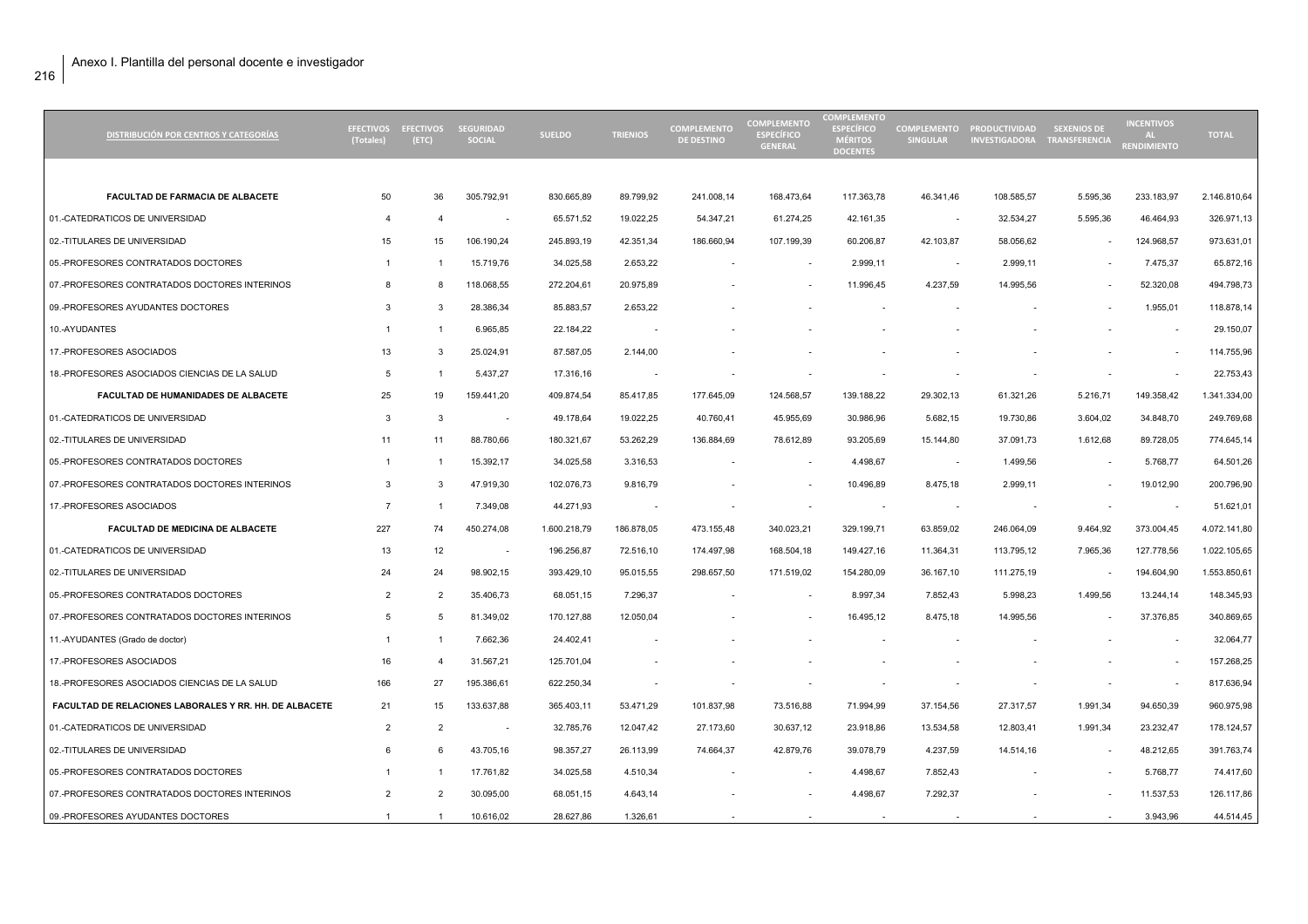Anexo I. Plantilla del personal docente e investigador

| DISTRIBUCIÓN POR CENTROS Y CATEGORÍAS | EFECTIVOS (Totales) | EFECTIVOS (ETC) | SEGURIDAD SOCIAL | SUELDO | TRIENIOS | COMPLEMENTO DE DESTINO | COMPLEMENTO ESPECÍFICO GENERAL | COMPLEMENTO ESPECÍFICO MÉRITOS DOCENTES | COMPLEMENTO SINGULAR | PRODUCTIVIDAD INVESTIGADORA | SEXENIOS DE TRANSFERENCIA | INCENTIVOS AL RENDIMIENTO | TOTAL |
|---|---|---|---|---|---|---|---|---|---|---|---|---|---|
| **FACULTAD DE FARMACIA DE ALBACETE** | 50 | 36 | 305.792,91 | 830.665,89 | 89.799,92 | 241.008,14 | 168.473,64 | 117.363,78 | 46.341,46 | 108.585,57 | 5.595,36 | 233.183,97 | 2.146.810,64 |
| 01.-CATEDRATICOS DE UNIVERSIDAD | 4 | 4 | - | 65.571,52 | 19.022,25 | 54.347,21 | 61.274,25 | 42.161,35 | - | 32.534,27 | 5.595,36 | 46.464,93 | 326.971,13 |
| 02.-TITULARES DE UNIVERSIDAD | 15 | 15 | 106.190,24 | 245.893,19 | 42.351,34 | 186.660,94 | 107.199,39 | 60.206,87 | 42.103,87 | 58.056,62 | - | 124.968,57 | 973.631,01 |
| 05.-PROFESORES CONTRATADOS DOCTORES | 1 | 1 | 15.719,76 | 34.025,58 | 2.653,22 | - | - | 2.999,11 | - | 2.999,11 | - | 7.475,37 | 65.872,16 |
| 07.-PROFESORES CONTRATADOS DOCTORES INTERINOS | 8 | 8 | 118.068,55 | 272.204,61 | 20.975,89 | - | - | 11.996,45 | 4.237,59 | 14.995,56 | - | 52.320,08 | 494.798,73 |
| 09.-PROFESORES AYUDANTES DOCTORES | 3 | 3 | 28.386,34 | 85.883,57 | 2.653,22 | - | - | - | - | - | - | 1.955,01 | 118.878,14 |
| 10.-AYUDANTES | 1 | 1 | 6.965,85 | 22.184,22 | - | - | - | - | - | - | - | - | 29.150,07 |
| 17.-PROFESORES ASOCIADOS | 13 | 3 | 25.024,91 | 87.587,05 | 2.144,00 | - | - | - | - | - | - | - | 114.755,96 |
| 18.-PROFESORES ASOCIADOS CIENCIAS DE LA SALUD | 5 | 1 | 5.437,27 | 17.316,16 | - | - | - | - | - | - | - | - | 22.753,43 |
| **FACULTAD DE HUMANIDADES DE ALBACETE** | 25 | 19 | 159.441,20 | 409.874,54 | 85.417,85 | 177.645,09 | 124.568,57 | 139.188,22 | 29.302,13 | 61.321,26 | 5.216,71 | 149.358,42 | 1.341.334,00 |
| 01.-CATEDRATICOS DE UNIVERSIDAD | 3 | 3 | - | 49.178,64 | 19.022,25 | 40.760,41 | 45.955,69 | 30.986,96 | 5.682,15 | 19.730,86 | 3.604,02 | 34.848,70 | 249.769,68 |
| 02.-TITULARES DE UNIVERSIDAD | 11 | 11 | 88.780,66 | 180.321,67 | 53.262,29 | 136.884,69 | 78.612,89 | 93.205,69 | 15.144,80 | 37.091,73 | 1.612,68 | 89.728,05 | 774.645,14 |
| 05.-PROFESORES CONTRATADOS DOCTORES | 1 | 1 | 15.392,17 | 34.025,58 | 3.316,53 | - | - | 4.498,67 | - | 1.499,56 | - | 5.768,77 | 64.501,26 |
| 07.-PROFESORES CONTRATADOS DOCTORES INTERINOS | 3 | 3 | 47.919,30 | 102.076,73 | 9.816,79 | - | - | 10.496,89 | 8.475,18 | 2.999,11 | - | 19.012,90 | 200.796,90 |
| 17.-PROFESORES ASOCIADOS | 7 | 1 | 7.349,08 | 44.271,93 | - | - | - | - | - | - | - | - | 51.621,01 |
| **FACULTAD DE MEDICINA DE ALBACETE** | 227 | 74 | 450.274,08 | 1.600.218,79 | 186.878,05 | 473.155,48 | 340.023,21 | 329.199,71 | 63.859,02 | 246.064,09 | 9.464,92 | 373.004,45 | 4.072.141,80 |
| 01.-CATEDRATICOS DE UNIVERSIDAD | 13 | 12 | - | 196.256,87 | 72.516,10 | 174.497,98 | 168.504,18 | 149.427,16 | 11.364,31 | 113.795,12 | 7.965,36 | 127.778,56 | 1.022.105,65 |
| 02.-TITULARES DE UNIVERSIDAD | 24 | 24 | 98.902,15 | 393.429,10 | 95.015,55 | 298.657,50 | 171.519,02 | 154.280,09 | 36.167,10 | 111.275,19 | - | 194.604,90 | 1.553.850,61 |
| 05.-PROFESORES CONTRATADOS DOCTORES | 2 | 2 | 35.406,73 | 68.051,15 | 7.296,37 | - | - | 8.997,34 | 7.852,43 | 5.998,23 | 1.499,56 | 13.244,14 | 148.345,93 |
| 07.-PROFESORES CONTRATADOS DOCTORES INTERINOS | 5 | 5 | 81.349,02 | 170.127,88 | 12.050,04 | - | - | 16.495,12 | 8.475,18 | 14.995,56 | - | 37.376,85 | 340.869,65 |
| 11.-AYUDANTES (Grado de doctor) | 1 | 1 | 7.662,36 | 24.402,41 | - | - | - | - | - | - | - | - | 32.064,77 |
| 17.-PROFESORES ASOCIADOS | 16 | 4 | 31.567,21 | 125.701,04 | - | - | - | - | - | - | - | - | 157.268,25 |
| 18.-PROFESORES ASOCIADOS CIENCIAS DE LA SALUD | 166 | 27 | 195.386,61 | 622.250,34 | - | - | - | - | - | - | - | - | 817.636,94 |
| **FACULTAD DE RELACIONES LABORALES Y RR. HH. DE ALBACETE** | 21 | 15 | 133.637,88 | 365.403,11 | 53.471,29 | 101.837,98 | 73.516,88 | 71.994,99 | 37.154,56 | 27.317,57 | 1.991,34 | 94.650,39 | 960.975,98 |
| 01.-CATEDRATICOS DE UNIVERSIDAD | 2 | 2 | - | 32.785,76 | 12.047,42 | 27.173,60 | 30.637,12 | 23.918,86 | 13.534,58 | 12.803,41 | 1.991,34 | 23.232,47 | 178.124,57 |
| 02.-TITULARES DE UNIVERSIDAD | 6 | 6 | 43.705,16 | 98.357,27 | 26.113,99 | 74.664,37 | 42.879,76 | 39.078,79 | 4.237,59 | 14.514,16 | - | 48.212,65 | 391.763,74 |
| 05.-PROFESORES CONTRATADOS DOCTORES | 1 | 1 | 17.761,82 | 34.025,58 | 4.510,34 | - | - | 4.498,67 | 7.852,43 | - | - | 5.768,77 | 74.417,60 |
| 07.-PROFESORES CONTRATADOS DOCTORES INTERINOS | 2 | 2 | 30.095,00 | 68.051,15 | 4.643,14 | - | - | 4.498,67 | 7.292,37 | - | - | 11.537,53 | 126.117,86 |
| 09.-PROFESORES AYUDANTES DOCTORES | 1 | 1 | 10.616,02 | 28.627,86 | 1.326,61 | - | - | - | - | - | - | 3.943,96 | 44.514,45 |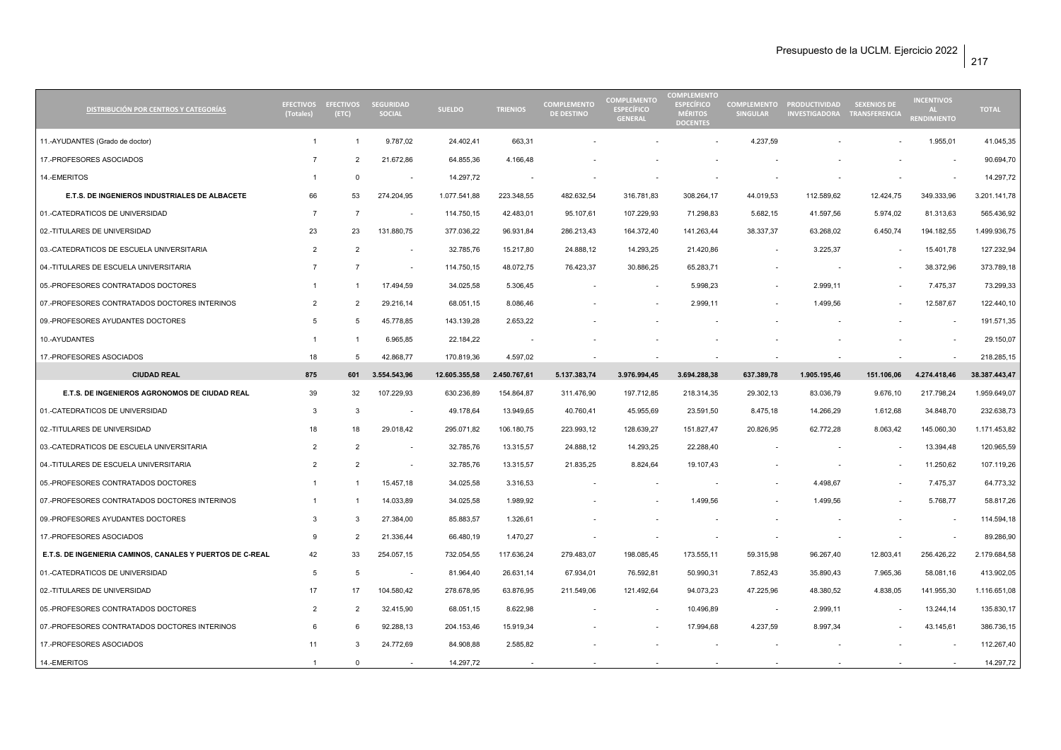| DISTRIBUCIÓN POR CENTROS Y CATEGORÍAS | EFECTIVOS (Totales) | EFECTIVOS (ETC) | SEGURIDAD SOCIAL | SUELDO | TRIENIOS | COMPLEMENTO DE DESTINO | COMPLEMENTO ESPECÍFICO GENERAL | COMPLEMENTO ESPECÍFICO MÉRITOS DOCENTES | COMPLEMENTO SINGULAR | PRODUCTIVIDAD INVESTIGADORA | SEXENIOS DE TRANSFERENCIA | INCENTIVOS AL RENDIMIENTO | TOTAL |
|---|---|---|---|---|---|---|---|---|---|---|---|---|---|
| 11.-AYUDANTES (Grado de doctor) | 1 | 1 | 9.787,02 | 24.402,41 | 663,31 | - | - | - | 4.237,59 | - | - | 1.955,01 | 41.045,35 |
| 17.-PROFESORES ASOCIADOS | 7 | 2 | 21.672,86 | 64.855,36 | 4.166,48 | - | - | - | - | - | - | - | 90.694,70 |
| 14.-EMERITOS | 1 | 0 | - | 14.297,72 | - | - | - | - | - | - | - | - | 14.297,72 |
| **E.T.S. DE INGENIEROS INDUSTRIALES DE ALBACETE** | **66** | **53** | **274.204,95** | **1.077.541,88** | **223.348,55** | **482.632,54** | **316.781,83** | **308.264,17** | **44.019,53** | **112.589,62** | **12.424,75** | **349.333,96** | **3.201.141,78** |
| 01.-CATEDRATICOS DE UNIVERSIDAD | 7 | 7 | - | 114.750,15 | 42.483,01 | 95.107,61 | 107.229,93 | 71.298,83 | 5.682,15 | 41.597,56 | 5.974,02 | 81.313,63 | 565.436,92 |
| 02.-TITULARES DE UNIVERSIDAD | 23 | 23 | 131.880,75 | 377.036,22 | 96.931,84 | 286.213,43 | 164.372,40 | 141.263,44 | 38.337,37 | 63.268,02 | 6.450,74 | 194.182,55 | 1.499.936,75 |
| 03.-CATEDRATICOS DE ESCUELA UNIVERSITARIA | 2 | 2 | - | 32.785,76 | 15.217,80 | 24.888,12 | 14.293,25 | 21.420,86 | - | 3.225,37 | - | 15.401,78 | 127.232,94 |
| 04.-TITULARES DE ESCUELA UNIVERSITARIA | 7 | 7 | - | 114.750,15 | 48.072,75 | 76.423,37 | 30.886,25 | 65.283,71 | - | - | - | 38.372,96 | 373.789,18 |
| 05.-PROFESORES CONTRATADOS DOCTORES | 1 | 1 | 17.494,59 | 34.025,58 | 5.306,45 | - | - | 5.998,23 | - | 2.999,11 | - | 7.475,37 | 73.299,33 |
| 07.-PROFESORES CONTRATADOS DOCTORES INTERINOS | 2 | 2 | 29.216,14 | 68.051,15 | 8.086,46 | - | - | 2.999,11 | - | 1.499,56 | - | 12.587,67 | 122.440,10 |
| 09.-PROFESORES AYUDANTES DOCTORES | 5 | 5 | 45.778,85 | 143.139,28 | 2.653,22 | - | - | - | - | - | - | - | 191.571,35 |
| 10.-AYUDANTES | 1 | 1 | 6.965,85 | 22.184,22 | - | - | - | - | - | - | - | - | 29.150,07 |
| 17.-PROFESORES ASOCIADOS | 18 | 5 | 42.868,77 | 170.819,36 | 4.597,02 | - | - | - | - | - | - | - | 218.285,15 |
| **CIUDAD REAL** | **875** | **601** | **3.554.543,96** | **12.605.355,58** | **2.450.767,61** | **5.137.383,74** | **3.976.994,45** | **3.694.288,38** | **637.389,78** | **1.905.195,46** | **151.106,06** | **4.274.418,46** | **38.387.443,47** |
| **E.T.S. DE INGENIEROS AGRONOMOS DE CIUDAD REAL** | **39** | **32** | **107.229,93** | **630.236,89** | **154.864,87** | **311.476,90** | **197.712,85** | **218.314,35** | **29.302,13** | **83.036,79** | **9.676,10** | **217.798,24** | **1.959.649,07** |
| 01.-CATEDRATICOS DE UNIVERSIDAD | 3 | 3 | - | 49.178,64 | 13.949,65 | 40.760,41 | 45.955,69 | 23.591,50 | 8.475,18 | 14.266,29 | 1.612,68 | 34.848,70 | 232.638,73 |
| 02.-TITULARES DE UNIVERSIDAD | 18 | 18 | 29.018,42 | 295.071,82 | 106.180,75 | 223.993,12 | 128.639,27 | 151.827,47 | 20.826,95 | 62.772,28 | 8.063,42 | 145.060,30 | 1.171.453,82 |
| 03.-CATEDRATICOS DE ESCUELA UNIVERSITARIA | 2 | 2 | - | 32.785,76 | 13.315,57 | 24.888,12 | 14.293,25 | 22.288,40 | - | - | - | 13.394,48 | 120.965,59 |
| 04.-TITULARES DE ESCUELA UNIVERSITARIA | 2 | 2 | - | 32.785,76 | 13.315,57 | 21.835,25 | 8.824,64 | 19.107,43 | - | - | - | 11.250,62 | 107.119,26 |
| 05.-PROFESORES CONTRATADOS DOCTORES | 1 | 1 | 15.457,18 | 34.025,58 | 3.316,53 | - | - | - | - | 4.498,67 | - | 7.475,37 | 64.773,32 |
| 07.-PROFESORES CONTRATADOS DOCTORES INTERINOS | 1 | 1 | 14.033,89 | 34.025,58 | 1.989,92 | - | - | 1.499,56 | - | 1.499,56 | - | 5.768,77 | 58.817,26 |
| 09.-PROFESORES AYUDANTES DOCTORES | 3 | 3 | 27.384,00 | 85.883,57 | 1.326,61 | - | - | - | - | - | - | - | 114.594,18 |
| 17.-PROFESORES ASOCIADOS | 9 | 2 | 21.336,44 | 66.480,19 | 1.470,27 | - | - | - | - | - | - | - | 89.286,90 |
| **E.T.S. DE INGENIERIA CAMINOS, CANALES Y PUERTOS DE C-REAL** | **42** | **33** | **254.057,15** | **732.054,55** | **117.636,24** | **279.483,07** | **198.085,45** | **173.555,11** | **59.315,98** | **96.267,40** | **12.803,41** | **256.426,22** | **2.179.684,58** |
| 01.-CATEDRATICOS DE UNIVERSIDAD | 5 | 5 | - | 81.964,40 | 26.631,14 | 67.934,01 | 76.592,81 | 50.990,31 | 7.852,43 | 35.890,43 | 7.965,36 | 58.081,16 | 413.902,05 |
| 02.-TITULARES DE UNIVERSIDAD | 17 | 17 | 104.580,42 | 278.678,95 | 63.876,95 | 211.549,06 | 121.492,64 | 94.073,23 | 47.225,96 | 48.380,52 | 4.838,05 | 141.955,30 | 1.116.651,08 |
| 05.-PROFESORES CONTRATADOS DOCTORES | 2 | 2 | 32.415,90 | 68.051,15 | 8.622,98 | - | - | 10.496,89 | - | 2.999,11 | - | 13.244,14 | 135.830,17 |
| 07.-PROFESORES CONTRATADOS DOCTORES INTERINOS | 6 | 6 | 92.288,13 | 204.153,46 | 15.919,34 | - | - | 17.994,68 | 4.237,59 | 8.997,34 | - | 43.145,61 | 386.736,15 |
| 17.-PROFESORES ASOCIADOS | 11 | 3 | 24.772,69 | 84.908,88 | 2.585,82 | - | - | - | - | - | - | - | 112.267,40 |
| 14.-EMERITOS | 1 | 0 | - | 14.297,72 | - | - | - | - | - | - | - | - | 14.297,72 |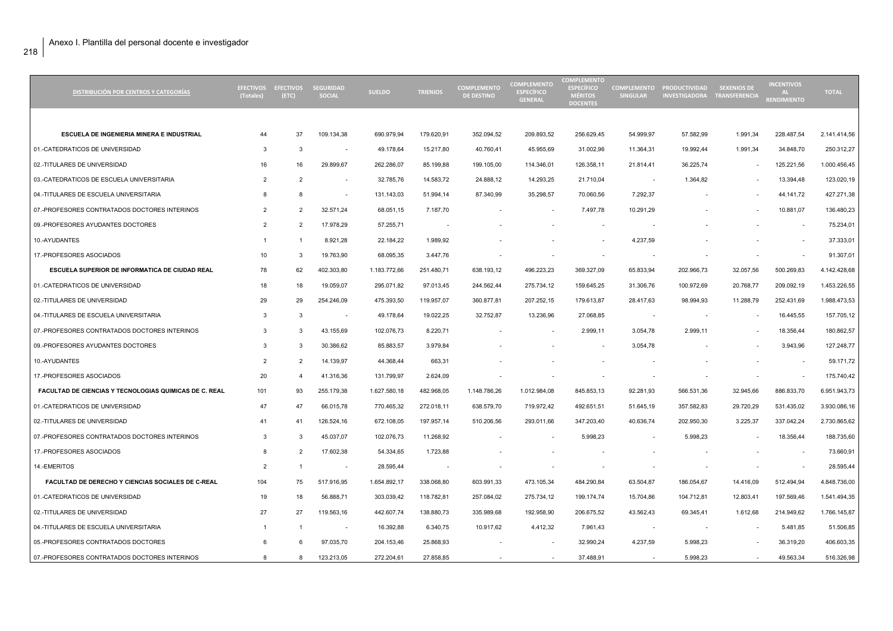# Anexo I. Plantilla del personal docente e investigador

| DISTRIBUCIÓN POR CENTROS Y CATEGORÍAS | EFECTIVOS (Totales) | EFECTIVOS (ETC) | SEGURIDAD SOCIAL | SUELDO | TRIENIOS | COMPLEMENTO DE DESTINO | COMPLEMENTO ESPECÍFICO GENERAL | COMPLEMENTO ESPECÍFICO MÉRITOS DOCENTES | COMPLEMENTO SINGULAR | PRODUCTIVIDAD INVESTIGADORA | SEXENIOS DE TRANSFERENCIA | INCENTIVOS AL RENDIMIENTO | TOTAL |
|---|---|---|---|---|---|---|---|---|---|---|---|---|---|
| **ESCUELA DE INGENIERIA MINERA E INDUSTRIAL** | 44 | 37 | 109.134,38 | 690.979,94 | 179.620,91 | 352.094,52 | 209.893,52 | 256.629,45 | 54.999,97 | 57.582,99 | 1.991,34 | 228.487,54 | 2.141.414,56 |
| 01.-CATEDRATICOS DE UNIVERSIDAD | 3 | 3 | - | 49.178,64 | 15.217,80 | 40.760,41 | 45.955,69 | 31.002,96 | 11.364,31 | 19.992,44 | 1.991,34 | 34.848,70 | 250.312,27 |
| 02.-TITULARES DE UNIVERSIDAD | 16 | 16 | 29.899,67 | 262.286,07 | 85.199,88 | 199.105,00 | 114.346,01 | 126.358,11 | 21.814,41 | 36.225,74 | - | 125.221,56 | 1.000.456,45 |
| 03.-CATEDRATICOS DE ESCUELA UNIVERSITARIA | 2 | 2 | - | 32.785,76 | 14.583,72 | 24.888,12 | 14.293,25 | 21.710,04 | - | 1.364,82 | - | 13.394,48 | 123.020,19 |
| 04.-TITULARES DE ESCUELA UNIVERSITARIA | 8 | 8 | - | 131.143,03 | 51.994,14 | 87.340,99 | 35.298,57 | 70.060,56 | 7.292,37 | - | - | 44.141,72 | 427.271,38 |
| 07.-PROFESORES CONTRATADOS DOCTORES INTERINOS | 2 | 2 | 32.571,24 | 68.051,15 | 7.187,70 | - | - | 7.497,78 | 10.291,29 | - | - | 10.881,07 | 136.480,23 |
| 09.-PROFESORES AYUDANTES DOCTORES | 2 | 2 | 17.978,29 | 57.255,71 | - | - | - | - | - | - | - | - | 75.234,01 |
| 10.-AYUDANTES | 1 | 1 | 8.921,28 | 22.184,22 | 1.989,92 | - | - | - | 4.237,59 | - | - | - | 37.333,01 |
| 17.-PROFESORES ASOCIADOS | 10 | 3 | 19.763,90 | 68.095,35 | 3.447,76 | - | - | - | - | - | - | - | 91.307,01 |
| **ESCUELA SUPERIOR DE INFORMATICA DE CIUDAD REAL** | 78 | 62 | 402.303,80 | 1.183.772,66 | 251.480,71 | 638.193,12 | 496.223,23 | 369.327,09 | 65.833,94 | 202.966,73 | 32.057,56 | 500.269,83 | 4.142.428,68 |
| 01.-CATEDRATICOS DE UNIVERSIDAD | 18 | 18 | 19.059,07 | 295.071,82 | 97.013,45 | 244.562,44 | 275.734,12 | 159.645,25 | 31.306,76 | 100.972,69 | 20.768,77 | 209.092,19 | 1.453.226,55 |
| 02.-TITULARES DE UNIVERSIDAD | 29 | 29 | 254.246,09 | 475.393,50 | 119.957,07 | 360.877,81 | 207.252,15 | 179.613,87 | 28.417,63 | 98.994,93 | 11.288,79 | 252.431,69 | 1.988.473,53 |
| 04.-TITULARES DE ESCUELA UNIVERSITARIA | 3 | 3 | - | 49.178,64 | 19.022,25 | 32.752,87 | 13.236,96 | 27.068,85 | - | - | - | 16.445,55 | 157.705,12 |
| 07.-PROFESORES CONTRATADOS DOCTORES INTERINOS | 3 | 3 | 43.155,69 | 102.076,73 | 8.220,71 | - | - | 2.999,11 | 3.054,78 | 2.999,11 | - | 18.356,44 | 180.862,57 |
| 09.-PROFESORES AYUDANTES DOCTORES | 3 | 3 | 30.386,62 | 85.883,57 | 3.979,84 | - | - | - | 3.054,78 | - | - | 3.943,96 | 127.248,77 |
| 10.-AYUDANTES | 2 | 2 | 14.139,97 | 44.368,44 | 663,31 | - | - | - | - | - | - | - | 59.171,72 |
| 17.-PROFESORES ASOCIADOS | 20 | 4 | 41.316,36 | 131.799,97 | 2.624,09 | - | - | - | - | - | - | - | 175.740,42 |
| **FACULTAD DE CIENCIAS Y TECNOLOGIAS QUIMICAS DE C. REAL** | 101 | 93 | 255.179,38 | 1.627.580,18 | 482.968,05 | 1.148.786,26 | 1.012.984,08 | 845.853,13 | 92.281,93 | 566.531,36 | 32.945,66 | 886.833,70 | 6.951.943,73 |
| 01.-CATEDRATICOS DE UNIVERSIDAD | 47 | 47 | 66.015,78 | 770.465,32 | 272.018,11 | 638.579,70 | 719.972,42 | 492.651,51 | 51.645,19 | 357.582,83 | 29.720,29 | 531.435,02 | 3.930.086,16 |
| 02.-TITULARES DE UNIVERSIDAD | 41 | 41 | 126.524,16 | 672.108,05 | 197.957,14 | 510.206,56 | 293.011,66 | 347.203,40 | 40.636,74 | 202.950,30 | 3.225,37 | 337.042,24 | 2.730.865,62 |
| 07.-PROFESORES CONTRATADOS DOCTORES INTERINOS | 3 | 3 | 45.037,07 | 102.076,73 | 11.268,92 | - | - | 5.998,23 | - | 5.998,23 | - | 18.356,44 | 188.735,60 |
| 17.-PROFESORES ASOCIADOS | 8 | 2 | 17.602,38 | 54.334,65 | 1.723,88 | - | - | - | - | - | - | - | 73.660,91 |
| 14.-EMERITOS | 2 | 1 | - | 28.595,44 | - | - | - | - | - | - | - | - | 28.595,44 |
| **FACULTAD DE DERECHO Y CIENCIAS SOCIALES DE C-REAL** | 104 | 75 | 517.916,95 | 1.654.892,17 | 338.068,80 | 603.991,33 | 473.105,34 | 484.290,84 | 63.504,87 | 186.054,67 | 14.416,09 | 512.494,94 | 4.848.736,00 |
| 01.-CATEDRATICOS DE UNIVERSIDAD | 19 | 18 | 56.888,71 | 303.039,42 | 118.782,81 | 257.084,02 | 275.734,12 | 199.174,74 | 15.704,86 | 104.712,81 | 12.803,41 | 197.569,46 | 1.541.494,35 |
| 02.-TITULARES DE UNIVERSIDAD | 27 | 27 | 119.563,16 | 442.607,74 | 138.880,73 | 335.989,68 | 192.958,90 | 206.675,52 | 43.562,43 | 69.345,41 | 1.612,68 | 214.949,62 | 1.766.145,87 |
| 04.-TITULARES DE ESCUELA UNIVERSITARIA | 1 | 1 | - | 16.392,88 | 6.340,75 | 10.917,62 | 4.412,32 | 7.961,43 | - | - | - | 5.481,85 | 51.506,85 |
| 05.-PROFESORES CONTRATADOS DOCTORES | 6 | 6 | 97.035,70 | 204.153,46 | 25.868,93 | - | - | 32.990,24 | 4.237,59 | 5.998,23 | - | 36.319,20 | 406.603,35 |
| 07.-PROFESORES CONTRATADOS DOCTORES INTERINOS | 8 | 8 | 123.213,05 | 272.204,61 | 27.858,85 | - | - | 37.488,91 | - | 5.998,23 | - | 49.563,34 | 516.326,98 |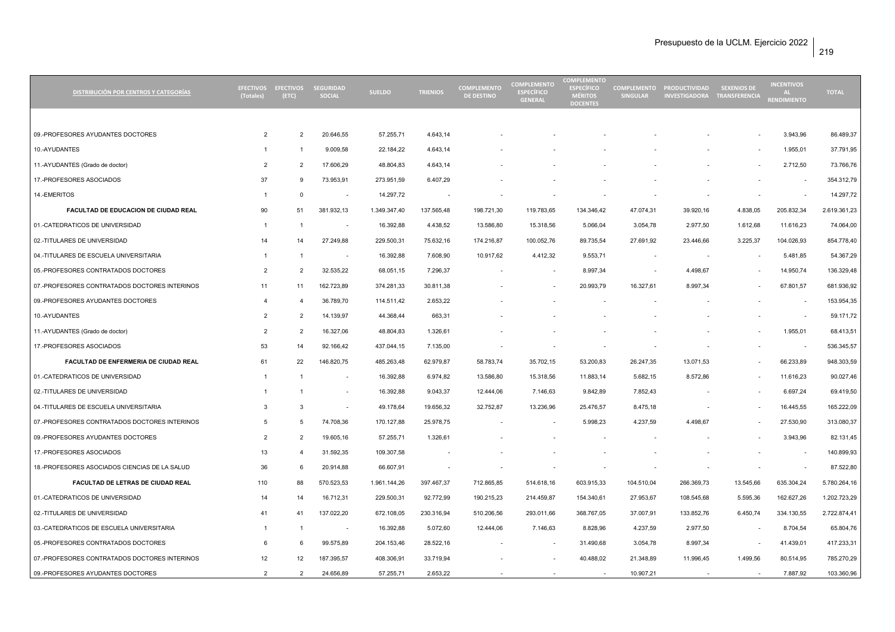| DISTRIBUCIÓN POR CENTROS Y CATEGORÍAS | EFECTIVOS (Totales) | EFECTIVOS (ETC) | SEGURIDAD SOCIAL | SUELDO | TRIENIOS | COMPLEMENTO DE DESTINO | COMPLEMENTO ESPECÍFICO GENERAL | COMPLEMENTO ESPECÍFICO MÉRITOS DOCENTES | COMPLEMENTO SINGULAR | PRODUCTIVIDAD INVESTIGADORA | SEXENIOS DE TRANSFERENCIA | INCENTIVOS AL RENDIMIENTO | TOTAL |
|---|---|---|---|---|---|---|---|---|---|---|---|---|---|
| 09.-PROFESORES AYUDANTES DOCTORES | 2 | 2 | 20.646,55 | 57.255,71 | 4.643,14 | - | - | - | - | - | - | 3.943,96 | 86.489,37 |
| 10.-AYUDANTES | 1 | 1 | 9.009,58 | 22.184,22 | 4.643,14 | - | - | - | - | - | - | 1.955,01 | 37.791,95 |
| 11.-AYUDANTES (Grado de doctor) | 2 | 2 | 17.606,29 | 48.804,83 | 4.643,14 | - | - | - | - | - | - | 2.712,50 | 73.766,76 |
| 17.-PROFESORES ASOCIADOS | 37 | 9 | 73.953,91 | 273.951,59 | 6.407,29 | - | - | - | - | - | - | - | 354.312,79 |
| 14.-EMERITOS | 1 | 0 | - | 14.297,72 | - | - | - | - | - | - | - | - | 14.297,72 |
| **FACULTAD DE EDUCACION DE CIUDAD REAL** | 90 | 51 | 381.932,13 | 1.349.347,40 | 137.565,48 | 198.721,30 | 119.783,65 | 134.346,42 | 47.074,31 | 39.920,16 | 4.838,05 | 205.832,34 | 2.619.361,23 |
| 01.-CATEDRATICOS DE UNIVERSIDAD | 1 | 1 | - | 16.392,88 | 4.438,52 | 13.586,80 | 15.318,56 | 5.066,04 | 3.054,78 | 2.977,50 | 1.612,68 | 11.616,23 | 74.064,00 |
| 02.-TITULARES DE UNIVERSIDAD | 14 | 14 | 27.249,88 | 229.500,31 | 75.632,16 | 174.216,87 | 100.052,76 | 89.735,54 | 27.691,92 | 23.446,66 | 3.225,37 | 104.026,93 | 854.778,40 |
| 04.-TITULARES DE ESCUELA UNIVERSITARIA | 1 | 1 | - | 16.392,88 | 7.608,90 | 10.917,62 | 4.412,32 | 9.553,71 | - | - | - | 5.481,85 | 54.367,29 |
| 05.-PROFESORES CONTRATADOS DOCTORES | 2 | 2 | 32.535,22 | 68.051,15 | 7.296,37 | - | - | 8.997,34 | - | 4.498,67 | - | 14.950,74 | 136.329,48 |
| 07.-PROFESORES CONTRATADOS DOCTORES INTERINOS | 11 | 11 | 162.723,89 | 374.281,33 | 30.811,38 | - | - | 20.993,79 | 16.327,61 | 8.997,34 | - | 67.801,57 | 681.936,92 |
| 09.-PROFESORES AYUDANTES DOCTORES | 4 | 4 | 36.789,70 | 114.511,42 | 2.653,22 | - | - | - | - | - | - | - | 153.954,35 |
| 10.-AYUDANTES | 2 | 2 | 14.139,97 | 44.368,44 | 663,31 | - | - | - | - | - | - | - | 59.171,72 |
| 11.-AYUDANTES (Grado de doctor) | 2 | 2 | 16.327,06 | 48.804,83 | 1.326,61 | - | - | - | - | - | - | 1.955,01 | 68.413,51 |
| 17.-PROFESORES ASOCIADOS | 53 | 14 | 92.166,42 | 437.044,15 | 7.135,00 | - | - | - | - | - | - | - | 536.345,57 |
| **FACULTAD DE ENFERMERIA DE CIUDAD REAL** | 61 | 22 | 146.820,75 | 485.263,48 | 62.979,87 | 58.783,74 | 35.702,15 | 53.200,83 | 26.247,35 | 13.071,53 | - | 66.233,89 | 948.303,59 |
| 01.-CATEDRATICOS DE UNIVERSIDAD | 1 | 1 | - | 16.392,88 | 6.974,82 | 13.586,80 | 15.318,56 | 11.883,14 | 5.682,15 | 8.572,86 | - | 11.616,23 | 90.027,46 |
| 02.-TITULARES DE UNIVERSIDAD | 1 | 1 | - | 16.392,88 | 9.043,37 | 12.444,06 | 7.146,63 | 9.842,89 | 7.852,43 | - | - | 6.697,24 | 69.419,50 |
| 04.-TITULARES DE ESCUELA UNIVERSITARIA | 3 | 3 | - | 49.178,64 | 19.656,32 | 32.752,87 | 13.236,96 | 25.476,57 | 8.475,18 | - | - | 16.445,55 | 165.222,09 |
| 07.-PROFESORES CONTRATADOS DOCTORES INTERINOS | 5 | 5 | 74.708,36 | 170.127,88 | 25.978,75 | - | - | 5.998,23 | 4.237,59 | 4.498,67 | - | 27.530,90 | 313.080,37 |
| 09.-PROFESORES AYUDANTES DOCTORES | 2 | 2 | 19.605,16 | 57.255,71 | 1.326,61 | - | - | - | - | - | - | 3.943,96 | 82.131,45 |
| 17.-PROFESORES ASOCIADOS | 13 | 4 | 31.592,35 | 109.307,58 | - | - | - | - | - | - | - | - | 140.899,93 |
| 18.-PROFESORES ASOCIADOS CIENCIAS DE LA SALUD | 36 | 6 | 20.914,88 | 66.607,91 | - | - | - | - | - | - | - | - | 87.522,80 |
| **FACULTAD DE LETRAS DE CIUDAD REAL** | 110 | 88 | 570.523,53 | 1.961.144,26 | 397.467,37 | 712.865,85 | 514.618,16 | 603.915,33 | 104.510,04 | 266.369,73 | 13.545,66 | 635.304,24 | 5.780.264,16 |
| 01.-CATEDRATICOS DE UNIVERSIDAD | 14 | 14 | 16.712,31 | 229.500,31 | 92.772,99 | 190.215,23 | 214.459,87 | 154.340,61 | 27.953,67 | 108.545,68 | 5.595,36 | 162.627,26 | 1.202.723,29 |
| 02.-TITULARES DE UNIVERSIDAD | 41 | 41 | 137.022,20 | 672.108,05 | 230.316,94 | 510.206,56 | 293.011,66 | 368.767,05 | 37.007,91 | 133.852,76 | 6.450,74 | 334.130,55 | 2.722.874,41 |
| 03.-CATEDRATICOS DE ESCUELA UNIVERSITARIA | 1 | 1 | - | 16.392,88 | 5.072,60 | 12.444,06 | 7.146,63 | 8.828,96 | 4.237,59 | 2.977,50 | - | 8.704,54 | 65.804,76 |
| 05.-PROFESORES CONTRATADOS DOCTORES | 6 | 6 | 99.575,89 | 204.153,46 | 28.522,16 | - | - | 31.490,68 | 3.054,78 | 8.997,34 | - | 41.439,01 | 417.233,31 |
| 07.-PROFESORES CONTRATADOS DOCTORES INTERINOS | 12 | 12 | 187.395,57 | 408.306,91 | 33.719,94 | - | - | 40.488,02 | 21.348,89 | 11.996,45 | 1.499,56 | 80.514,95 | 785.270,29 |
| 09.-PROFESORES AYUDANTES DOCTORES | 2 | 2 | 24.656,89 | 57.255,71 | 2.653,22 | - | - | - | 10.907,21 | - | - | 7.887,92 | 103.360,96 |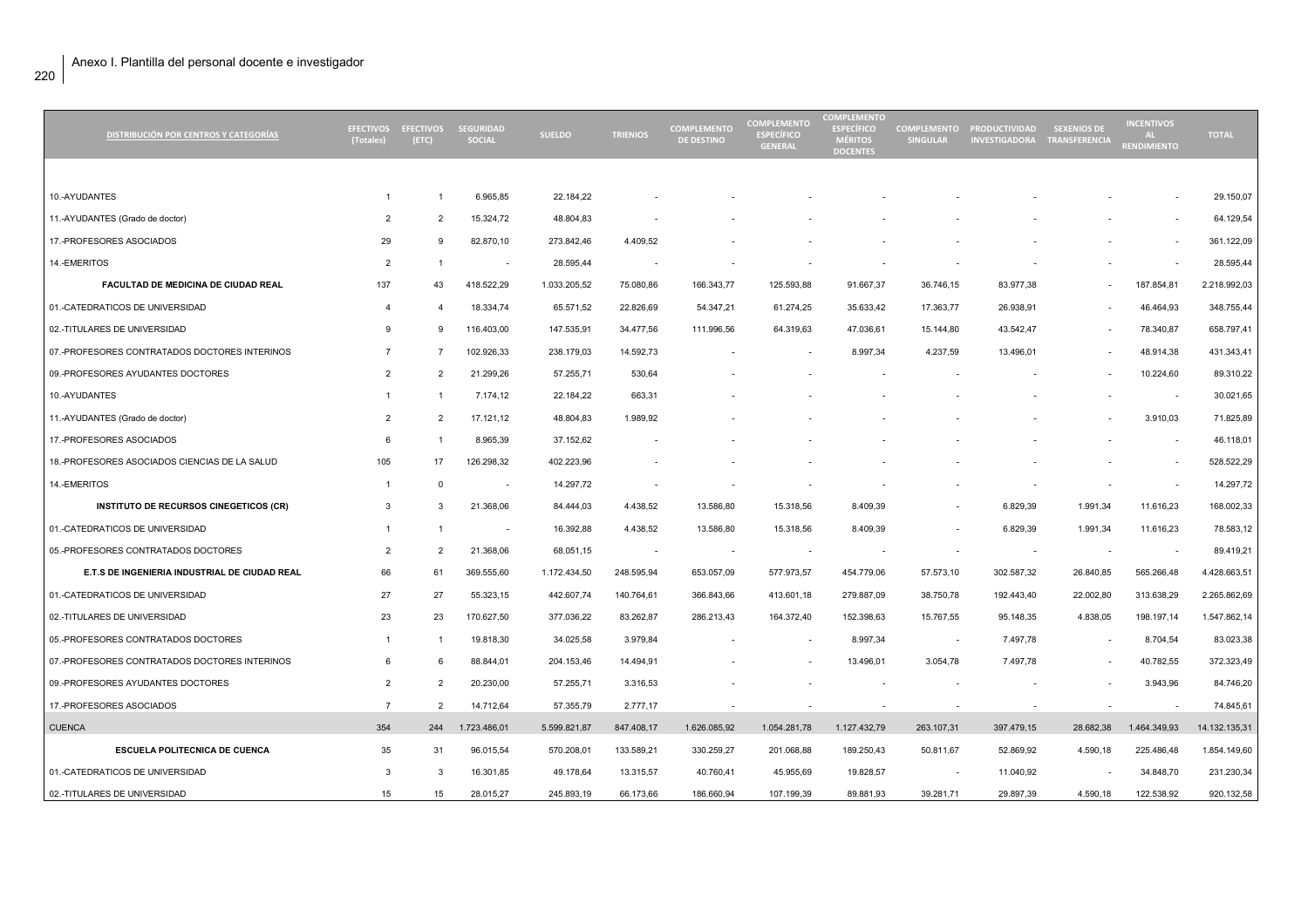## Anexo I. Plantilla del personal docente e investigador

| DISTRIBUCIÓN POR CENTROS Y CATEGORÍAS | EFECTIVOS (Totales) | EFECTIVOS (ETC) | SEGURIDAD SOCIAL | SUELDO | TRIENIOS | COMPLEMENTO DE DESTINO | COMPLEMENTO ESPECÍFICO GENERAL | COMPLEMENTO ESPECÍFICO MÉRITOS DOCENTES | COMPLEMENTO SINGULAR | PRODUCTIVIDAD INVESTIGADORA | SEXENIOS DE TRANSFERENCIA | INCENTIVOS AL RENDIMIENTO | TOTAL |
|---|---|---|---|---|---|---|---|---|---|---|---|---|---|
| 10.-AYUDANTES | 1 | 1 | 6.965,85 | 22.184,22 | - | - | - | - | - | - | - | - | 29.150,07 |
| 11.-AYUDANTES (Grado de doctor) | 2 | 2 | 15.324,72 | 48.804,83 | - | - | - | - | - | - | - | - | 64.129,54 |
| 17.-PROFESORES ASOCIADOS | 29 | 9 | 82.870,10 | 273.842,46 | 4.409,52 | - | - | - | - | - | - | - | 361.122,09 |
| 14.-EMERITOS | 2 | 1 | - | 28.595,44 | - | - | - | - | - | - | - | - | 28.595,44 |
| **FACULTAD DE MEDICINA DE CIUDAD REAL** | 137 | 43 | 418.522,29 | 1.033.205,52 | 75.080,86 | 166.343,77 | 125.593,88 | 91.667,37 | 36.746,15 | 83.977,38 | - | 187.854,81 | 2.218.992,03 |
| 01.-CATEDRATICOS DE UNIVERSIDAD | 4 | 4 | 18.334,74 | 65.571,52 | 22.826,69 | 54.347,21 | 61.274,25 | 35.633,42 | 17.363,77 | 26.938,91 | - | 46.464,93 | 348.755,44 |
| 02.-TITULARES DE UNIVERSIDAD | 9 | 9 | 116.403,00 | 147.535,91 | 34.477,56 | 111.996,56 | 64.319,63 | 47.036,61 | 15.144,80 | 43.542,47 | - | 78.340,87 | 658.797,41 |
| 07.-PROFESORES CONTRATADOS DOCTORES INTERINOS | 7 | 7 | 102.926,33 | 238.179,03 | 14.592,73 | - | - | 8.997,34 | 4.237,59 | 13.496,01 | - | 48.914,38 | 431.343,41 |
| 09.-PROFESORES AYUDANTES DOCTORES | 2 | 2 | 21.299,26 | 57.255,71 | 530,64 | - | - | - | - | - | - | 10.224,60 | 89.310,22 |
| 10.-AYUDANTES | 1 | 1 | 7.174,12 | 22.184,22 | 663,31 | - | - | - | - | - | - | - | 30.021,65 |
| 11.-AYUDANTES (Grado de doctor) | 2 | 2 | 17.121,12 | 48.804,83 | 1.989,92 | - | - | - | - | - | - | 3.910,03 | 71.825,89 |
| 17.-PROFESORES ASOCIADOS | 6 | 1 | 8.965,39 | 37.152,62 | - | - | - | - | - | - | - | - | 46.118,01 |
| 18.-PROFESORES ASOCIADOS CIENCIAS DE LA SALUD | 105 | 17 | 126.298,32 | 402.223,96 | - | - | - | - | - | - | - | - | 528.522,29 |
| 14.-EMERITOS | 1 | 0 | - | 14.297,72 | - | - | - | - | - | - | - | - | 14.297,72 |
| **INSTITUTO DE RECURSOS CINEGETICOS (CR)** | 3 | 3 | 21.368,06 | 84.444,03 | 4.438,52 | 13.586,80 | 15.318,56 | 8.409,39 | - | 6.829,39 | 1.991,34 | 11.616,23 | 168.002,33 |
| 01.-CATEDRATICOS DE UNIVERSIDAD | 1 | 1 | - | 16.392,88 | 4.438,52 | 13.586,80 | 15.318,56 | 8.409,39 | - | 6.829,39 | 1.991,34 | 11.616,23 | 78.583,12 |
| 05.-PROFESORES CONTRATADOS DOCTORES | 2 | 2 | 21.368,06 | 68.051,15 | - | - | - | - | - | - | - | - | 89.419,21 |
| **E.T.S DE INGENIERIA INDUSTRIAL DE CIUDAD REAL** | 66 | 61 | 369.555,60 | 1.172.434,50 | 248.595,94 | 653.057,09 | 577.973,57 | 454.779,06 | 57.573,10 | 302.587,32 | 26.840,85 | 565.266,48 | 4.428.663,51 |
| 01.-CATEDRATICOS DE UNIVERSIDAD | 27 | 27 | 55.323,15 | 442.607,74 | 140.764,61 | 366.843,66 | 413.601,18 | 279.887,09 | 38.750,78 | 192.443,40 | 22.002,80 | 313.638,29 | 2.265.862,69 |
| 02.-TITULARES DE UNIVERSIDAD | 23 | 23 | 170.627,50 | 377.036,22 | 83.262,87 | 286.213,43 | 164.372,40 | 152.398,63 | 15.767,55 | 95.148,35 | 4.838,05 | 198.197,14 | 1.547.862,14 |
| 05.-PROFESORES CONTRATADOS DOCTORES | 1 | 1 | 19.818,30 | 34.025,58 | 3.979,84 | - | - | 8.997,34 | - | 7.497,78 | - | 8.704,54 | 83.023,38 |
| 07.-PROFESORES CONTRATADOS DOCTORES INTERINOS | 6 | 6 | 88.844,01 | 204.153,46 | 14.494,91 | - | - | 13.496,01 | 3.054,78 | 7.497,78 | - | 40.782,55 | 372.323,49 |
| 09.-PROFESORES AYUDANTES DOCTORES | 2 | 2 | 20.230,00 | 57.255,71 | 3.316,53 | - | - | - | - | - | - | 3.943,96 | 84.746,20 |
| 17.-PROFESORES ASOCIADOS | 7 | 2 | 14.712,64 | 57.355,79 | 2.777,17 | - | - | - | - | - | - | - | 74.845,61 |
| CUENCA | 354 | 244 | 1.723.486,01 | 5.599.821,87 | 847.408,17 | 1.626.085,92 | 1.054.281,78 | 1.127.432,79 | 263.107,31 | 397.479,15 | 28.682,38 | 1.464.349,93 | 14.132.135,31 |
| **ESCUELA POLITECNICA DE CUENCA** | 35 | 31 | 96.015,54 | 570.208,01 | 133.589,21 | 330.259,27 | 201.068,88 | 189.250,43 | 50.811,67 | 52.869,92 | 4.590,18 | 225.486,48 | 1.854.149,60 |
| 01.-CATEDRATICOS DE UNIVERSIDAD | 3 | 3 | 16.301,85 | 49.178,64 | 13.315,57 | 40.760,41 | 45.955,69 | 19.828,57 | - | 11.040,92 | - | 34.848,70 | 231.230,34 |
| 02.-TITULARES DE UNIVERSIDAD | 15 | 15 | 28.015,27 | 245.893,19 | 66.173,66 | 186.660,94 | 107.199,39 | 89.881,93 | 39.281,71 | 29.897,39 | 4.590,18 | 122.538,92 | 920.132,58 |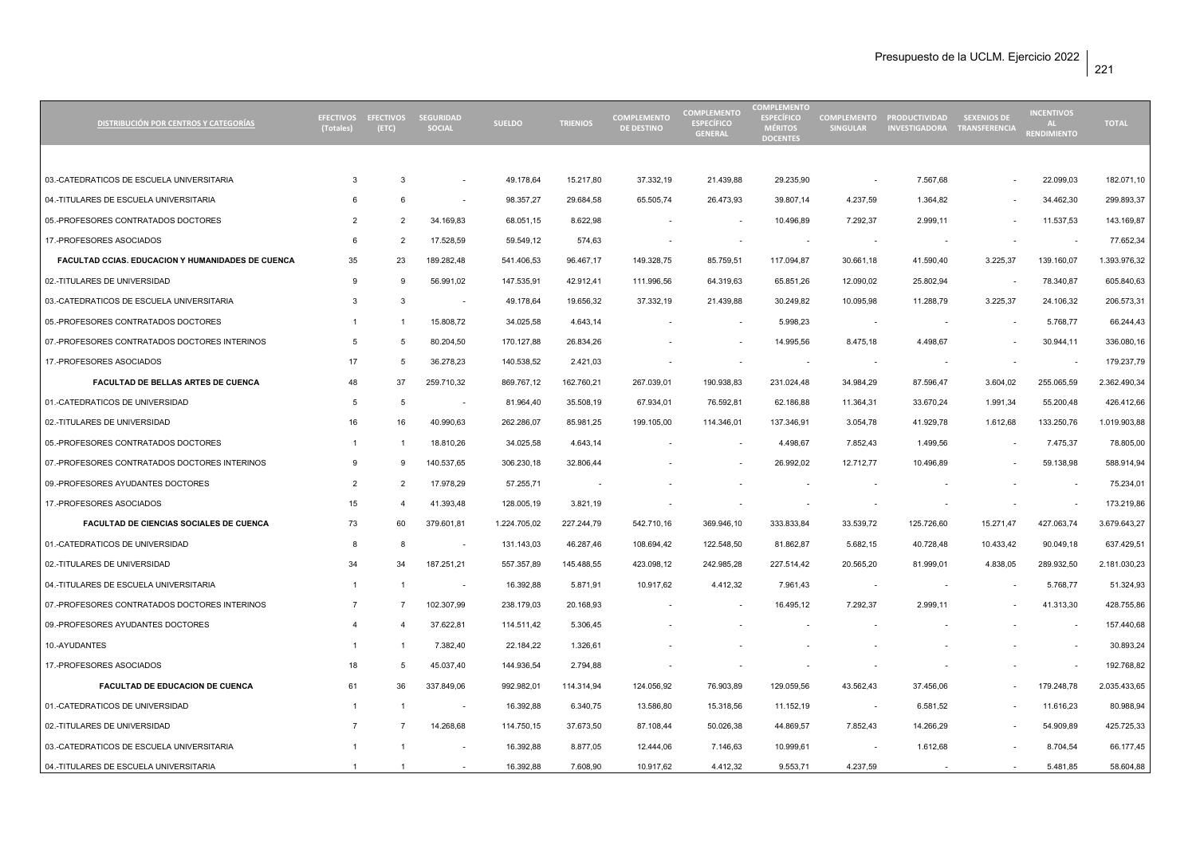| DISTRIBUCIÓN POR CENTROS Y CATEGORÍAS | EFECTIVOS (Totales) | EFECTIVOS (ETC) | SEGURIDAD SOCIAL | SUELDO | TRIENIOS | COMPLEMENTO DE DESTINO | COMPLEMENTO ESPECÍFICO GENERAL | COMPLEMENTO ESPECÍFICO MÉRITOS DOCENTES | COMPLEMENTO SINGULAR | PRODUCTIVIDAD INVESTIGADORA | SEXENIOS DE TRANSFERENCIA | INCENTIVOS AL RENDIMIENTO | TOTAL |
|---|---|---|---|---|---|---|---|---|---|---|---|---|---|
| 03.-CATEDRATICOS DE ESCUELA UNIVERSITARIA | 3 | 3 | - | 49.178,64 | 15.217,80 | 37.332,19 | 21.439,88 | 29.235,90 | - | 7.567,68 | - | 22.099,03 | 182.071,10 |
| 04.-TITULARES DE ESCUELA UNIVERSITARIA | 6 | 6 | - | 98.357,27 | 29.684,58 | 65.505,74 | 26.473,93 | 39.807,14 | 4.237,59 | 1.364,82 | - | 34.462,30 | 299.893,37 |
| 05.-PROFESORES CONTRATADOS DOCTORES | 2 | 2 | 34.169,83 | 68.051,15 | 8.622,98 | - | - | 10.496,89 | 7.292,37 | 2.999,11 | - | 11.537,53 | 143.169,87 |
| 17.-PROFESORES ASOCIADOS | 6 | 2 | 17.528,59 | 59.549,12 | 574,63 | - | - | - | - | - | - | - | 77.652,34 |
| **FACULTAD CCIAS. EDUCACION Y HUMANIDADES DE CUENCA** | **35** | **23** | **189.282,48** | **541.406,53** | **96.467,17** | **149.328,75** | **85.759,51** | **117.094,87** | **30.661,18** | **41.590,40** | **3.225,37** | **139.160,07** | **1.393.976,32** |
| 02.-TITULARES DE UNIVERSIDAD | 9 | 9 | 56.991,02 | 147.535,91 | 42.912,41 | 111.996,56 | 64.319,63 | 65.851,26 | 12.090,02 | 25.802,94 | - | 78.340,87 | 605.840,63 |
| 03.-CATEDRATICOS DE ESCUELA UNIVERSITARIA | 3 | 3 | - | 49.178,64 | 19.656,32 | 37.332,19 | 21.439,88 | 30.249,82 | 10.095,98 | 11.288,79 | 3.225,37 | 24.106,32 | 206.573,31 |
| 05.-PROFESORES CONTRATADOS DOCTORES | 1 | 1 | 15.808,72 | 34.025,58 | 4.643,14 | - | - | 5.998,23 | - | - | - | 5.768,77 | 66.244,43 |
| 07.-PROFESORES CONTRATADOS DOCTORES INTERINOS | 5 | 5 | 80.204,50 | 170.127,88 | 26.834,26 | - | - | 14.995,56 | 8.475,18 | 4.498,67 | - | 30.944,11 | 336.080,16 |
| 17.-PROFESORES ASOCIADOS | 17 | 5 | 36.278,23 | 140.538,52 | 2.421,03 | - | - | - | - | - | - | - | 179.237,79 |
| **FACULTAD DE BELLAS ARTES DE CUENCA** | **48** | **37** | **259.710,32** | **869.767,12** | **162.760,21** | **267.039,01** | **190.938,83** | **231.024,48** | **34.984,29** | **87.596,47** | **3.604,02** | **255.065,59** | **2.362.490,34** |
| 01.-CATEDRATICOS DE UNIVERSIDAD | 5 | 5 | - | 81.964,40 | 35.508,19 | 67.934,01 | 76.592,81 | 62.186,88 | 11.364,31 | 33.670,24 | 1.991,34 | 55.200,48 | 426.412,66 |
| 02.-TITULARES DE UNIVERSIDAD | 16 | 16 | 40.990,63 | 262.286,07 | 85.981,25 | 199.105,00 | 114.346,01 | 137.346,91 | 3.054,78 | 41.929,78 | 1.612,68 | 133.250,76 | 1.019.903,88 |
| 05.-PROFESORES CONTRATADOS DOCTORES | 1 | 1 | 18.810,26 | 34.025,58 | 4.643,14 | - | - | 4.498,67 | 7.852,43 | 1.499,56 | - | 7.475,37 | 78.805,00 |
| 07.-PROFESORES CONTRATADOS DOCTORES INTERINOS | 9 | 9 | 140.537,65 | 306.230,18 | 32.806,44 | - | - | 26.992,02 | 12.712,77 | 10.496,89 | - | 59.138,98 | 588.914,94 |
| 09.-PROFESORES AYUDANTES DOCTORES | 2 | 2 | 17.978,29 | 57.255,71 | - | - | - | - | - | - | - | - | 75.234,01 |
| 17.-PROFESORES ASOCIADOS | 15 | 4 | 41.393,48 | 128.005,19 | 3.821,19 | - | - | - | - | - | - | - | 173.219,86 |
| **FACULTAD DE CIENCIAS SOCIALES DE CUENCA** | **73** | **60** | **379.601,81** | **1.224.705,02** | **227.244,79** | **542.710,16** | **369.946,10** | **333.833,84** | **33.539,72** | **125.726,60** | **15.271,47** | **427.063,74** | **3.679.643,27** |
| 01.-CATEDRATICOS DE UNIVERSIDAD | 8 | 8 | - | 131.143,03 | 46.287,46 | 108.694,42 | 122.548,50 | 81.862,87 | 5.682,15 | 40.728,48 | 10.433,42 | 90.049,18 | 637.429,51 |
| 02.-TITULARES DE UNIVERSIDAD | 34 | 34 | 187.251,21 | 557.357,89 | 145.488,55 | 423.098,12 | 242.985,28 | 227.514,42 | 20.565,20 | 81.999,01 | 4.838,05 | 289.932,50 | 2.181.030,23 |
| 04.-TITULARES DE ESCUELA UNIVERSITARIA | 1 | 1 | - | 16.392,88 | 5.871,91 | 10.917,62 | 4.412,32 | 7.961,43 | - | - | - | 5.768,77 | 51.324,93 |
| 07.-PROFESORES CONTRATADOS DOCTORES INTERINOS | 7 | 7 | 102.307,99 | 238.179,03 | 20.168,93 | - | - | 16.495,12 | 7.292,37 | 2.999,11 | - | 41.313,30 | 428.755,86 |
| 09.-PROFESORES AYUDANTES DOCTORES | 4 | 4 | 37.622,81 | 114.511,42 | 5.306,45 | - | - | - | - | - | - | - | 157.440,68 |
| 10.-AYUDANTES | 1 | 1 | 7.382,40 | 22.184,22 | 1.326,61 | - | - | - | - | - | - | - | 30.893,24 |
| 17.-PROFESORES ASOCIADOS | 18 | 5 | 45.037,40 | 144.936,54 | 2.794,88 | - | - | - | - | - | - | - | 192.768,82 |
| **FACULTAD DE EDUCACION DE CUENCA** | **61** | **36** | **337.849,06** | **992.982,01** | **114.314,94** | **124.056,92** | **76.903,89** | **129.059,56** | **43.562,43** | **37.456,06** | **-** | **179.248,78** | **2.035.433,65** |
| 01.-CATEDRATICOS DE UNIVERSIDAD | 1 | 1 | - | 16.392,88 | 6.340,75 | 13.586,80 | 15.318,56 | 11.152,19 | - | 6.581,52 | - | 11.616,23 | 80.988,94 |
| 02.-TITULARES DE UNIVERSIDAD | 7 | 7 | 14.268,68 | 114.750,15 | 37.673,50 | 87.108,44 | 50.026,38 | 44.869,57 | 7.852,43 | 14.266,29 | - | 54.909,89 | 425.725,33 |
| 03.-CATEDRATICOS DE ESCUELA UNIVERSITARIA | 1 | 1 | - | 16.392,88 | 8.877,05 | 12.444,06 | 7.146,63 | 10.999,61 | - | 1.612,68 | - | 8.704,54 | 66.177,45 |
| 04.-TITULARES DE ESCUELA UNIVERSITARIA | 1 | 1 | - | 16.392,88 | 7.608,90 | 10.917,62 | 4.412,32 | 9.553,71 | 4.237,59 | - | - | 5.481,85 | 58.604,88 |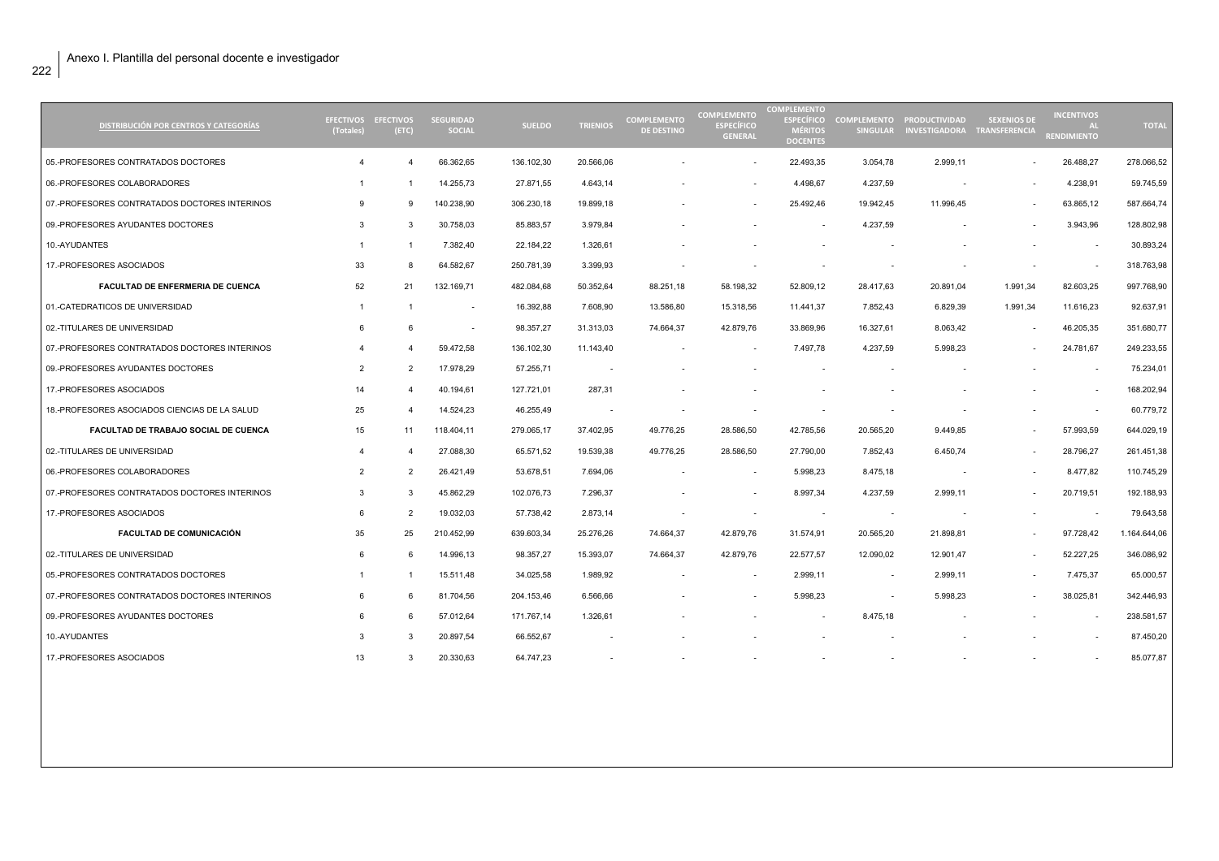Anexo I. Plantilla del personal docente e investigador

| DISTRIBUCIÓN POR CENTROS Y CATEGORÍAS | EFECTIVOS (Totales) | EFECTIVOS (ETC) | SEGURIDAD SOCIAL | SUELDO | TRIENIOS | COMPLEMENTO DE DESTINO | COMPLEMENTO ESPECÍFICO GENERAL | COMPLEMENTO ESPECÍFICO MÉRITOS DOCENTES | COMPLEMENTO SINGULAR | PRODUCTIVIDAD INVESTIGADORA | SEXENIOS DE TRANSFERENCIA | INCENTIVOS AL RENDIMIENTO | TOTAL |
|---|---|---|---|---|---|---|---|---|---|---|---|---|---|
| 05.-PROFESORES CONTRATADOS DOCTORES | 4 | 4 | 66.362,65 | 136.102,30 | 20.566,06 | - | - | 22.493,35 | 3.054,78 | 2.999,11 | - | 26.488,27 | 278.066,52 |
| 06.-PROFESORES COLABORADORES | 1 | 1 | 14.255,73 | 27.871,55 | 4.643,14 | - | - | 4.498,67 | 4.237,59 | - | - | 4.238,91 | 59.745,59 |
| 07.-PROFESORES CONTRATADOS DOCTORES INTERINOS | 9 | 9 | 140.238,90 | 306.230,18 | 19.899,18 | - | - | 25.492,46 | 19.942,45 | 11.996,45 | - | 63.865,12 | 587.664,74 |
| 09.-PROFESORES AYUDANTES DOCTORES | 3 | 3 | 30.758,03 | 85.883,57 | 3.979,84 | - | - | - | 4.237,59 | - | - | 3.943,96 | 128.802,98 |
| 10.-AYUDANTES | 1 | 1 | 7.382,40 | 22.184,22 | 1.326,61 | - | - | - | - | - | - | - | 30.893,24 |
| 17.-PROFESORES ASOCIADOS | 33 | 8 | 64.582,67 | 250.781,39 | 3.399,93 | - | - | - | - | - | - | - | 318.763,98 |
| **FACULTAD DE ENFERMERIA DE CUENCA** | **52** | **21** | **132.169,71** | **482.084,68** | **50.352,64** | **88.251,18** | **58.198,32** | **52.809,12** | **28.417,63** | **20.891,04** | **1.991,34** | **82.603,25** | **997.768,90** |
| 01.-CATEDRATICOS DE UNIVERSIDAD | 1 | 1 | - | 16.392,88 | 7.608,90 | 13.586,80 | 15.318,56 | 11.441,37 | 7.852,43 | 6.829,39 | 1.991,34 | 11.616,23 | 92.637,91 |
| 02.-TITULARES DE UNIVERSIDAD | 6 | 6 | - | 98.357,27 | 31.313,03 | 74.664,37 | 42.879,76 | 33.869,96 | 16.327,61 | 8.063,42 | - | 46.205,35 | 351.680,77 |
| 07.-PROFESORES CONTRATADOS DOCTORES INTERINOS | 4 | 4 | 59.472,58 | 136.102,30 | 11.143,40 | - | - | 7.497,78 | 4.237,59 | 5.998,23 | - | 24.781,67 | 249.233,55 |
| 09.-PROFESORES AYUDANTES DOCTORES | 2 | 2 | 17.978,29 | 57.255,71 | - | - | - | - | - | - | - | - | 75.234,01 |
| 17.-PROFESORES ASOCIADOS | 14 | 4 | 40.194,61 | 127.721,01 | 287,31 | - | - | - | - | - | - | - | 168.202,94 |
| 18.-PROFESORES ASOCIADOS CIENCIAS DE LA SALUD | 25 | 4 | 14.524,23 | 46.255,49 | - | - | - | - | - | - | - | - | 60.779,72 |
| **FACULTAD DE TRABAJO SOCIAL DE CUENCA** | **15** | **11** | **118.404,11** | **279.065,17** | **37.402,95** | **49.776,25** | **28.586,50** | **42.785,56** | **20.565,20** | **9.449,85** | **-** | **57.993,59** | **644.029,19** |
| 02.-TITULARES DE UNIVERSIDAD | 4 | 4 | 27.088,30 | 65.571,52 | 19.539,38 | 49.776,25 | 28.586,50 | 27.790,00 | 7.852,43 | 6.450,74 | - | 28.796,27 | 261.451,38 |
| 06.-PROFESORES COLABORADORES | 2 | 2 | 26.421,49 | 53.678,51 | 7.694,06 | - | - | 5.998,23 | 8.475,18 | - | - | 8.477,82 | 110.745,29 |
| 07.-PROFESORES CONTRATADOS DOCTORES INTERINOS | 3 | 3 | 45.862,29 | 102.076,73 | 7.296,37 | - | - | 8.997,34 | 4.237,59 | 2.999,11 | - | 20.719,51 | 192.188,93 |
| 17.-PROFESORES ASOCIADOS | 6 | 2 | 19.032,03 | 57.738,42 | 2.873,14 | - | - | - | - | - | - | - | 79.643,58 |
| **FACULTAD DE COMUNICACIÓN** | **35** | **25** | **210.452,99** | **639.603,34** | **25.276,26** | **74.664,37** | **42.879,76** | **31.574,91** | **20.565,20** | **21.898,81** | **-** | **97.728,42** | **1.164.644,06** |
| 02.-TITULARES DE UNIVERSIDAD | 6 | 6 | 14.996,13 | 98.357,27 | 15.393,07 | 74.664,37 | 42.879,76 | 22.577,57 | 12.090,02 | 12.901,47 | - | 52.227,25 | 346.086,92 |
| 05.-PROFESORES CONTRATADOS DOCTORES | 1 | 1 | 15.511,48 | 34.025,58 | 1.989,92 | - | - | 2.999,11 | - | 2.999,11 | - | 7.475,37 | 65.000,57 |
| 07.-PROFESORES CONTRATADOS DOCTORES INTERINOS | 6 | 6 | 81.704,56 | 204.153,46 | 6.566,66 | - | - | 5.998,23 | - | 5.998,23 | - | 38.025,81 | 342.446,93 |
| 09.-PROFESORES AYUDANTES DOCTORES | 6 | 6 | 57.012,64 | 171.767,14 | 1.326,61 | - | - | - | 8.475,18 | - | - | - | 238.581,57 |
| 10.-AYUDANTES | 3 | 3 | 20.897,54 | 66.552,67 | - | - | - | - | - | - | - | - | 87.450,20 |
| 17.-PROFESORES ASOCIADOS | 13 | 3 | 20.330,63 | 64.747,23 | - | - | - | - | - | - | - | - | 85.077,87 |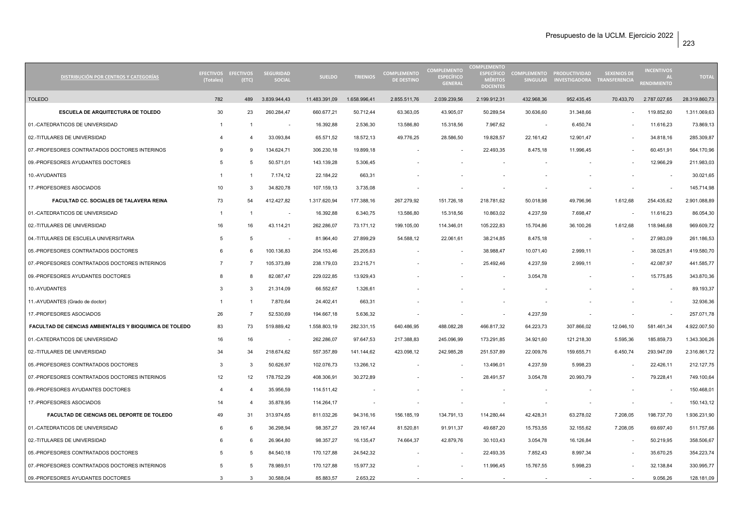| DISTRIBUCIÓN POR CENTROS Y CATEGORÍAS | EFECTIVOS (Totales) | EFECTIVOS (ETC) | SEGURIDAD SOCIAL | SUELDO | TRIENIOS | COMPLEMENTO DE DESTINO | COMPLEMENTO ESPECÍFICO GENERAL | COMPLEMENTO ESPECÍFICO MÉRITOS DOCENTES | COMPLEMENTO SINGULAR | PRODUCTIVIDAD INVESTIGADORA | SEXENIOS DE TRANSFERENCIA | INCENTIVOS AL RENDIMIENTO | TOTAL |
|---|---|---|---|---|---|---|---|---|---|---|---|---|---|
| TOLEDO | 782 | 489 | 3.839.944,43 | 11.483.391,09 | 1.658.996,41 | 2.855.511,76 | 2.039.239,56 | 2.199.912,31 | 432.968,36 | 952.435,45 | 70.433,70 | 2.787.027,65 | 28.319.860,73 |
| **ESCUELA DE ARQUITECTURA DE TOLEDO** | 30 | 23 | 260.284,47 | 660.677,21 | 50.712,44 | 63.363,05 | 43.905,07 | 50.289,54 | 30.636,60 | 31.348,66 | - | 119.852,60 | 1.311.069,63 |
| 01.-CATEDRATICOS DE UNIVERSIDAD | 1 | 1 | - | 16.392,88 | 2.536,30 | 13.586,80 | 15.318,56 | 7.967,62 | - | 6.450,74 | - | 11.616,23 | 73.869,13 |
| 02.-TITULARES DE UNIVERSIDAD | 4 | 4 | 33.093,84 | 65.571,52 | 18.572,13 | 49.776,25 | 28.586,50 | 19.828,57 | 22.161,42 | 12.901,47 | - | 34.818,16 | 285.309,87 |
| 07.-PROFESORES CONTRATADOS DOCTORES INTERINOS | 9 | 9 | 134.624,71 | 306.230,18 | 19.899,18 | - | - | 22.493,35 | 8.475,18 | 11.996,45 | - | 60.451,91 | 564.170,96 |
| 09.-PROFESORES AYUDANTES DOCTORES | 5 | 5 | 50.571,01 | 143.139,28 | 5.306,45 | - | - | - | - | - | - | 12.966,29 | 211.983,03 |
| 10.-AYUDANTES | 1 | 1 | 7.174,12 | 22.184,22 | 663,31 | - | - | - | - | - | - | - | 30.021,65 |
| 17.-PROFESORES ASOCIADOS | 10 | 3 | 34.820,78 | 107.159,13 | 3.735,08 | - | - | - | - | - | - | - | 145.714,98 |
| **FACULTAD CC. SOCIALES DE TALAVERA REINA** | 73 | 54 | 412.427,82 | 1.317.620,94 | 177.388,16 | 267.279,92 | 151.726,18 | 218.781,62 | 50.018,98 | 49.796,96 | 1.612,68 | 254.435,62 | 2.901.088,89 |
| 01.-CATEDRATICOS DE UNIVERSIDAD | 1 | 1 | - | 16.392,88 | 6.340,75 | 13.586,80 | 15.318,56 | 10.863,02 | 4.237,59 | 7.698,47 | - | 11.616,23 | 86.054,30 |
| 02.-TITULARES DE UNIVERSIDAD | 16 | 16 | 43.114,21 | 262.286,07 | 73.171,12 | 199.105,00 | 114.346,01 | 105.222,83 | 15.704,86 | 36.100,26 | 1.612,68 | 118.946,68 | 969.609,72 |
| 04.-TITULARES DE ESCUELA UNIVERSITARIA | 5 | 5 | - | 81.964,40 | 27.899,29 | 54.588,12 | 22.061,61 | 38.214,85 | 8.475,18 | - | - | 27.983,09 | 261.186,53 |
| 05.-PROFESORES CONTRATADOS DOCTORES | 6 | 6 | 100.136,83 | 204.153,46 | 25.205,63 | - | - | 38.988,47 | 10.071,40 | 2.999,11 | - | 38.025,81 | 419.580,70 |
| 07.-PROFESORES CONTRATADOS DOCTORES INTERINOS | 7 | 7 | 105.373,89 | 238.179,03 | 23.215,71 | - | - | 25.492,46 | 4.237,59 | 2.999,11 | - | 42.087,97 | 441.585,77 |
| 09.-PROFESORES AYUDANTES DOCTORES | 8 | 8 | 82.087,47 | 229.022,85 | 13.929,43 | - | - | - | 3.054,78 | - | - | 15.775,85 | 343.870,36 |
| 10.-AYUDANTES | 3 | 3 | 21.314,09 | 66.552,67 | 1.326,61 | - | - | - | - | - | - | - | 89.193,37 |
| 11.-AYUDANTES (Grado de doctor) | 1 | 1 | 7.870,64 | 24.402,41 | 663,31 | - | - | - | - | - | - | - | 32.936,36 |
| 17.-PROFESORES ASOCIADOS | 26 | 7 | 52.530,69 | 194.667,18 | 5.636,32 | - | - | - | 4.237,59 | - | - | - | 257.071,78 |
| **FACULTAD DE CIENCIAS AMBIENTALES Y BIOQUIMICA DE TOLEDO** | 83 | 73 | 519.889,42 | 1.558.803,19 | 282.331,15 | 640.486,95 | 488.082,28 | 466.817,32 | 64.223,73 | 307.866,02 | 12.046,10 | 581.461,34 | 4.922.007,50 |
| 01.-CATEDRATICOS DE UNIVERSIDAD | 16 | 16 | - | 262.286,07 | 97.647,53 | 217.388,83 | 245.096,99 | 173.291,85 | 34.921,60 | 121.218,30 | 5.595,36 | 185.859,73 | 1.343.306,26 |
| 02.-TITULARES DE UNIVERSIDAD | 34 | 34 | 218.674,62 | 557.357,89 | 141.144,62 | 423.098,12 | 242.985,28 | 251.537,89 | 22.009,76 | 159.655,71 | 6.450,74 | 293.947,09 | 2.316.861,72 |
| 05.-PROFESORES CONTRATADOS DOCTORES | 3 | 3 | 50.626,97 | 102.076,73 | 13.266,12 | - | - | 13.496,01 | 4.237,59 | 5.998,23 | - | 22.426,11 | 212.127,75 |
| 07.-PROFESORES CONTRATADOS DOCTORES INTERINOS | 12 | 12 | 178.752,29 | 408.306,91 | 30.272,89 | - | - | 28.491,57 | 3.054,78 | 20.993,79 | - | 79.228,41 | 749.100,64 |
| 09.-PROFESORES AYUDANTES DOCTORES | 4 | 4 | 35.956,59 | 114.511,42 | - | - | - | - | - | - | - | - | 150.468,01 |
| 17.-PROFESORES ASOCIADOS | 14 | 4 | 35.878,95 | 114.264,17 | - | - | - | - | - | - | - | - | 150.143,12 |
| **FACULTAD DE CIENCIAS DEL DEPORTE DE TOLEDO** | 49 | 31 | 313.974,65 | 811.032,26 | 94.316,16 | 156.185,19 | 134.791,13 | 114.280,44 | 42.428,31 | 63.278,02 | 7.208,05 | 198.737,70 | 1.936.231,90 |
| 01.-CATEDRATICOS DE UNIVERSIDAD | 6 | 6 | 36.298,94 | 98.357,27 | 29.167,44 | 81.520,81 | 91.911,37 | 49.687,20 | 15.753,55 | 32.155,62 | 7.208,05 | 69.697,40 | 511.757,66 |
| 02.-TITULARES DE UNIVERSIDAD | 6 | 6 | 26.964,80 | 98.357,27 | 16.135,47 | 74.664,37 | 42.879,76 | 30.103,43 | 3.054,78 | 16.126,84 | - | 50.219,95 | 358.506,67 |
| 05.-PROFESORES CONTRATADOS DOCTORES | 5 | 5 | 84.540,18 | 170.127,88 | 24.542,32 | - | - | 22.493,35 | 7.852,43 | 8.997,34 | - | 35.670,25 | 354.223,74 |
| 07.-PROFESORES CONTRATADOS DOCTORES INTERINOS | 5 | 5 | 78.989,51 | 170.127,88 | 15.977,32 | - | - | 11.996,45 | 15.767,55 | 5.998,23 | - | 32.138,84 | 330.995,77 |
| 09.-PROFESORES AYUDANTES DOCTORES | 3 | 3 | 30.588,04 | 85.883,57 | 2.653,22 | - | - | - | - | - | - | 9.056,26 | 128.181,09 |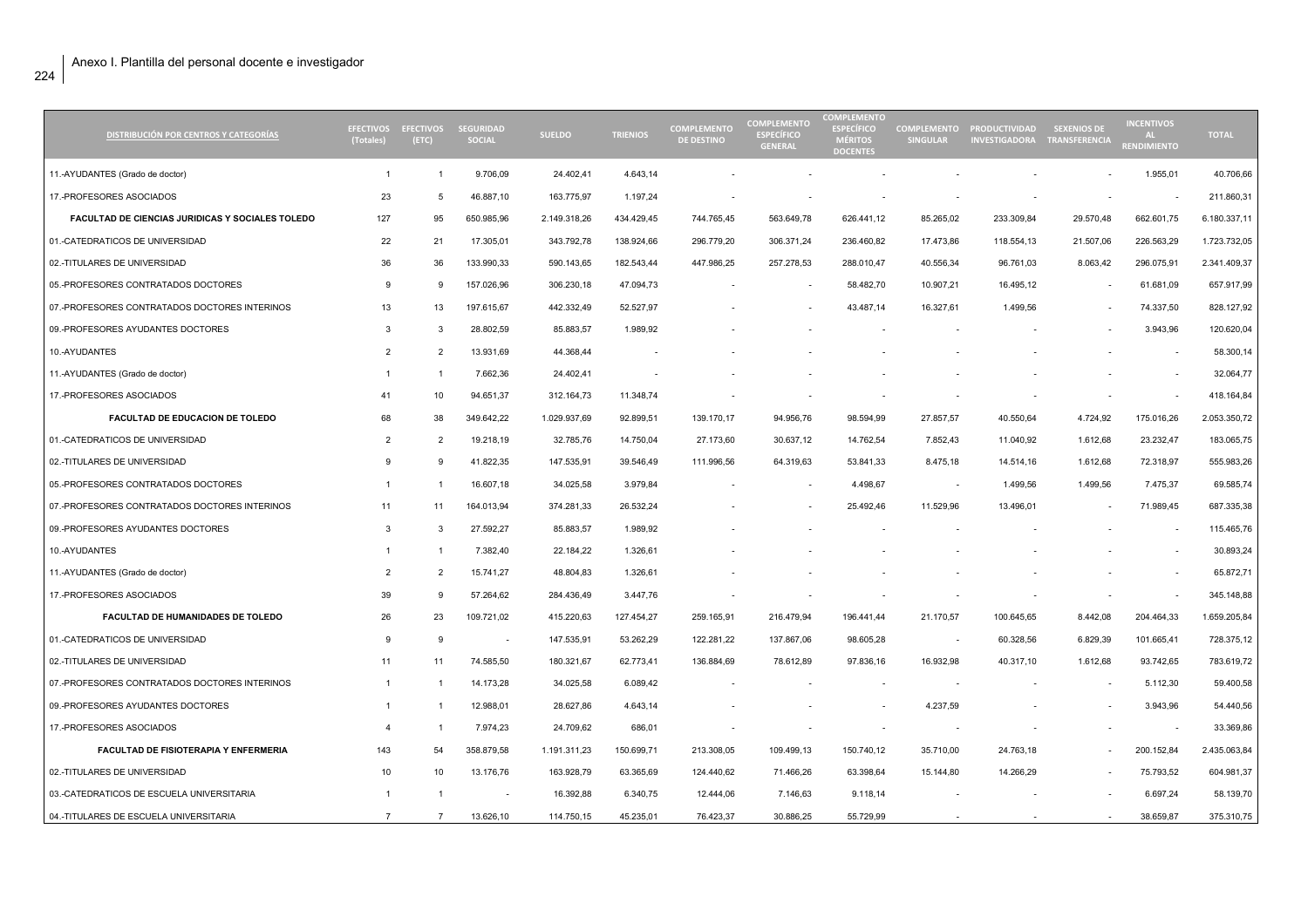| DISTRIBUCIÓN POR CENTROS Y CATEGORÍAS | EFECTIVOS (Totales) | EFECTIVOS (ETC) | SEGURIDAD SOCIAL | SUELDO | TRIENIOS | COMPLEMENTO DE DESTINO | COMPLEMENTO ESPECÍFICO GENERAL | COMPLEMENTO ESPECÍFICO MÉRITOS DOCENTES | COMPLEMENTO SINGULAR | PRODUCTIVIDAD INVESTIGADORA | SEXENIOS DE TRANSFERENCIA | INCENTIVOS AL RENDIMIENTO | TOTAL |
|---|---|---|---|---|---|---|---|---|---|---|---|---|---|
| 11.-AYUDANTES (Grado de doctor) | 1 | 1 | 9.706,09 | 24.402,41 | 4.643,14 | - | - | - | - | - | - | 1.955,01 | 40.706,66 |
| 17.-PROFESORES ASOCIADOS | 23 | 5 | 46.887,10 | 163.775,97 | 1.197,24 | - | - | - | - | - | - | - | 211.860,31 |
| **FACULTAD DE CIENCIAS JURIDICAS Y SOCIALES TOLEDO** | 127 | 95 | 650.985,96 | 2.149.318,26 | 434.429,45 | 744.765,45 | 563.649,78 | 626.441,12 | 85.265,02 | 233.309,84 | 29.570,48 | 662.601,75 | 6.180.337,11 |
| 01.-CATEDRATICOS DE UNIVERSIDAD | 22 | 21 | 17.305,01 | 343.792,78 | 138.924,66 | 296.779,20 | 306.371,24 | 236.460,82 | 17.473,86 | 118.554,13 | 21.507,06 | 226.563,29 | 1.723.732,05 |
| 02.-TITULARES DE UNIVERSIDAD | 36 | 36 | 133.990,33 | 590.143,65 | 182.543,44 | 447.986,25 | 257.278,53 | 288.010,47 | 40.556,34 | 96.761,03 | 8.063,42 | 296.075,91 | 2.341.409,37 |
| 05.-PROFESORES CONTRATADOS DOCTORES | 9 | 9 | 157.026,96 | 306.230,18 | 47.094,73 | - | - | 58.482,70 | 10.907,21 | 16.495,12 | - | 61.681,09 | 657.917,99 |
| 07.-PROFESORES CONTRATADOS DOCTORES INTERINOS | 13 | 13 | 197.615,67 | 442.332,49 | 52.527,97 | - | - | 43.487,14 | 16.327,61 | 1.499,56 | - | 74.337,50 | 828.127,92 |
| 09.-PROFESORES AYUDANTES DOCTORES | 3 | 3 | 28.802,59 | 85.883,57 | 1.989,92 | - | - | - | - | - | - | 3.943,96 | 120.620,04 |
| 10.-AYUDANTES | 2 | 2 | 13.931,69 | 44.368,44 | - | - | - | - | - | - | - | - | 58.300,14 |
| 11.-AYUDANTES (Grado de doctor) | 1 | 1 | 7.662,36 | 24.402,41 | - | - | - | - | - | - | - | - | 32.064,77 |
| 17.-PROFESORES ASOCIADOS | 41 | 10 | 94.651,37 | 312.164,73 | 11.348,74 | - | - | - | - | - | - | - | 418.164,84 |
| **FACULTAD DE EDUCACION DE TOLEDO** | 68 | 38 | 349.642,22 | 1.029.937,69 | 92.899,51 | 139.170,17 | 94.956,76 | 98.594,99 | 27.857,57 | 40.550,64 | 4.724,92 | 175.016,26 | 2.053.350,72 |
| 01.-CATEDRATICOS DE UNIVERSIDAD | 2 | 2 | 19.218,19 | 32.785,76 | 14.750,04 | 27.173,60 | 30.637,12 | 14.762,54 | 7.852,43 | 11.040,92 | 1.612,68 | 23.232,47 | 183.065,75 |
| 02.-TITULARES DE UNIVERSIDAD | 9 | 9 | 41.822,35 | 147.535,91 | 39.546,49 | 111.996,56 | 64.319,63 | 53.841,33 | 8.475,18 | 14.514,16 | 1.612,68 | 72.318,97 | 555.983,26 |
| 05.-PROFESORES CONTRATADOS DOCTORES | 1 | 1 | 16.607,18 | 34.025,58 | 3.979,84 | - | - | 4.498,67 | - | 1.499,56 | 1.499,56 | 7.475,37 | 69.585,74 |
| 07.-PROFESORES CONTRATADOS DOCTORES INTERINOS | 11 | 11 | 164.013,94 | 374.281,33 | 26.532,24 | - | - | 25.492,46 | 11.529,96 | 13.496,01 | - | 71.989,45 | 687.335,38 |
| 09.-PROFESORES AYUDANTES DOCTORES | 3 | 3 | 27.592,27 | 85.883,57 | 1.989,92 | - | - | - | - | - | - | - | 115.465,76 |
| 10.-AYUDANTES | 1 | 1 | 7.382,40 | 22.184,22 | 1.326,61 | - | - | - | - | - | - | - | 30.893,24 |
| 11.-AYUDANTES (Grado de doctor) | 2 | 2 | 15.741,27 | 48.804,83 | 1.326,61 | - | - | - | - | - | - | - | 65.872,71 |
| 17.-PROFESORES ASOCIADOS | 39 | 9 | 57.264,62 | 284.436,49 | 3.447,76 | - | - | - | - | - | - | - | 345.148,88 |
| **FACULTAD DE HUMANIDADES DE TOLEDO** | 26 | 23 | 109.721,02 | 415.220,63 | 127.454,27 | 259.165,91 | 216.479,94 | 196.441,44 | 21.170,57 | 100.645,65 | 8.442,08 | 204.464,33 | 1.659.205,84 |
| 01.-CATEDRATICOS DE UNIVERSIDAD | 9 | 9 | - | 147.535,91 | 53.262,29 | 122.281,22 | 137.867,06 | 98.605,28 | - | 60.328,56 | 6.829,39 | 101.665,41 | 728.375,12 |
| 02.-TITULARES DE UNIVERSIDAD | 11 | 11 | 74.585,50 | 180.321,67 | 62.773,41 | 136.884,69 | 78.612,89 | 97.836,16 | 16.932,98 | 40.317,10 | 1.612,68 | 93.742,65 | 783.619,72 |
| 07.-PROFESORES CONTRATADOS DOCTORES INTERINOS | 1 | 1 | 14.173,28 | 34.025,58 | 6.089,42 | - | - | - | - | - | - | 5.112,30 | 59.400,58 |
| 09.-PROFESORES AYUDANTES DOCTORES | 1 | 1 | 12.988,01 | 28.627,86 | 4.643,14 | - | - | - | 4.237,59 | - | - | 3.943,96 | 54.440,56 |
| 17.-PROFESORES ASOCIADOS | 4 | 1 | 7.974,23 | 24.709,62 | 686,01 | - | - | - | - | - | - | - | 33.369,86 |
| **FACULTAD DE FISIOTERAPIA Y ENFERMERIA** | 143 | 54 | 358.879,58 | 1.191.311,23 | 150.699,71 | 213.308,05 | 109.499,13 | 150.740,12 | 35.710,00 | 24.763,18 | - | 200.152,84 | 2.435.063,84 |
| 02.-TITULARES DE UNIVERSIDAD | 10 | 10 | 13.176,76 | 163.928,79 | 63.365,69 | 124.440,62 | 71.466,26 | 63.398,64 | 15.144,80 | 14.266,29 | - | 75.793,52 | 604.981,37 |
| 03.-CATEDRATICOS DE ESCUELA UNIVERSITARIA | 1 | 1 | - | 16.392,88 | 6.340,75 | 12.444,06 | 7.146,63 | 9.118,14 | - | - | - | 6.697,24 | 58.139,70 |
| 04.-TITULARES DE ESCUELA UNIVERSITARIA | 7 | 7 | 13.626,10 | 114.750,15 | 45.235,01 | 76.423,37 | 30.886,25 | 55.729,99 | - | - | - | 38.659,87 | 375.310,75 |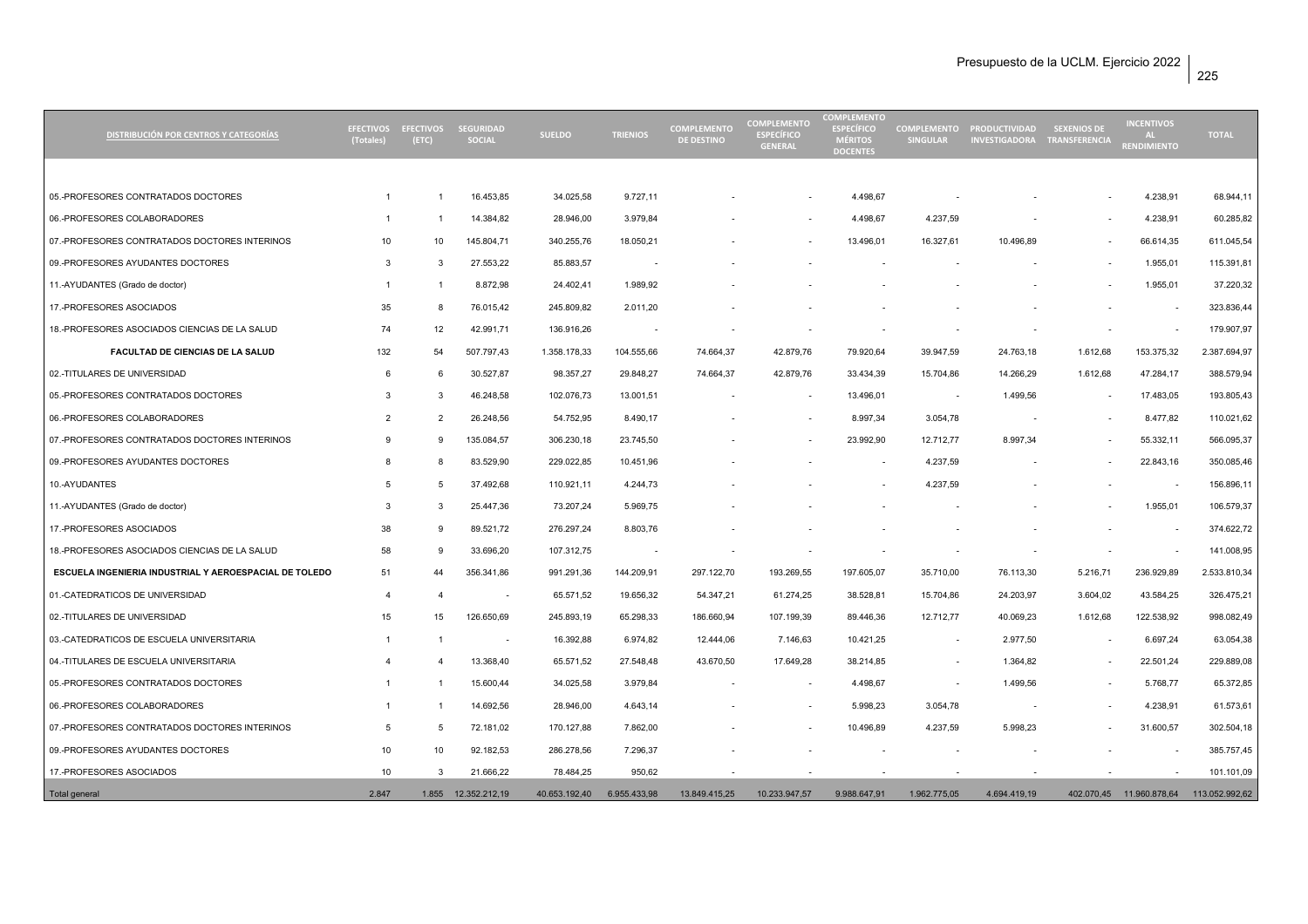| DISTRIBUCIÓN POR CENTROS Y CATEGORÍAS | EFECTIVOS (Totales) | EFECTIVOS (ETC) | SEGURIDAD SOCIAL | SUELDO | TRIENIOS | COMPLEMENTO DE DESTINO | COMPLEMENTO ESPECÍFICO GENERAL | COMPLEMENTO ESPECÍFICO MÉRITOS DOCENTES | COMPLEMENTO SINGULAR | PRODUCTIVIDAD INVESTIGADORA | SEXENIOS DE TRANSFERENCIA | INCENTIVOS AL RENDIMIENTO | TOTAL |
|---|---|---|---|---|---|---|---|---|---|---|---|---|---|
| 05.-PROFESORES CONTRATADOS DOCTORES | 1 | 1 | 16.453,85 | 34.025,58 | 9.727,11 | - | - | 4.498,67 | - | - | - | 4.238,91 | 68.944,11 |
| 06.-PROFESORES COLABORADORES | 1 | 1 | 14.384,82 | 28.946,00 | 3.979,84 | - | - | 4.498,67 | 4.237,59 | - | - | 4.238,91 | 60.285,82 |
| 07.-PROFESORES CONTRATADOS DOCTORES INTERINOS | 10 | 10 | 145.804,71 | 340.255,76 | 18.050,21 | - | - | 13.496,01 | 16.327,61 | 10.496,89 | - | 66.614,35 | 611.045,54 |
| 09.-PROFESORES AYUDANTES DOCTORES | 3 | 3 | 27.553,22 | 85.883,57 | - | - | - | - | - | - | - | 1.955,01 | 115.391,81 |
| 11.-AYUDANTES (Grado de doctor) | 1 | 1 | 8.872,98 | 24.402,41 | 1.989,92 | - | - | - | - | - | - | 1.955,01 | 37.220,32 |
| 17.-PROFESORES ASOCIADOS | 35 | 8 | 76.015,42 | 245.809,82 | 2.011,20 | - | - | - | - | - | - | - | 323.836,44 |
| 18.-PROFESORES ASOCIADOS CIENCIAS DE LA SALUD | 74 | 12 | 42.991,71 | 136.916,26 | - | - | - | - | - | - | - | - | 179.907,97 |
| **FACULTAD DE CIENCIAS DE LA SALUD** | 132 | 54 | 507.797,43 | 1.358.178,33 | 104.555,66 | 74.664,37 | 42.879,76 | 79.920,64 | 39.947,59 | 24.763,18 | 1.612,68 | 153.375,32 | 2.387.694,97 |
| 02.-TITULARES DE UNIVERSIDAD | 6 | 6 | 30.527,87 | 98.357,27 | 29.848,27 | 74.664,37 | 42.879,76 | 33.434,39 | 15.704,86 | 14.266,29 | 1.612,68 | 47.284,17 | 388.579,94 |
| 05.-PROFESORES CONTRATADOS DOCTORES | 3 | 3 | 46.248,58 | 102.076,73 | 13.001,51 | - | - | 13.496,01 | - | 1.499,56 | - | 17.483,05 | 193.805,43 |
| 06.-PROFESORES COLABORADORES | 2 | 2 | 26.248,56 | 54.752,95 | 8.490,17 | - | - | 8.997,34 | 3.054,78 | - | - | 8.477,82 | 110.021,62 |
| 07.-PROFESORES CONTRATADOS DOCTORES INTERINOS | 9 | 9 | 135.084,57 | 306.230,18 | 23.745,50 | - | - | 23.992,90 | 12.712,77 | 8.997,34 | - | 55.332,11 | 566.095,37 |
| 09.-PROFESORES AYUDANTES DOCTORES | 8 | 8 | 83.529,90 | 229.022,85 | 10.451,96 | - | - | - | 4.237,59 | - | - | 22.843,16 | 350.085,46 |
| 10.-AYUDANTES | 5 | 5 | 37.492,68 | 110.921,11 | 4.244,73 | - | - | - | 4.237,59 | - | - | - | 156.896,11 |
| 11.-AYUDANTES (Grado de doctor) | 3 | 3 | 25.447,36 | 73.207,24 | 5.969,75 | - | - | - | - | - | - | 1.955,01 | 106.579,37 |
| 17.-PROFESORES ASOCIADOS | 38 | 9 | 89.521,72 | 276.297,24 | 8.803,76 | - | - | - | - | - | - | - | 374.622,72 |
| 18.-PROFESORES ASOCIADOS CIENCIAS DE LA SALUD | 58 | 9 | 33.696,20 | 107.312,75 | - | - | - | - | - | - | - | - | 141.008,95 |
| **ESCUELA INGENIERIA INDUSTRIAL Y AEROESPACIAL DE TOLEDO** | 51 | 44 | 356.341,86 | 991.291,36 | 144.209,91 | 297.122,70 | 193.269,55 | 197.605,07 | 35.710,00 | 76.113,30 | 5.216,71 | 236.929,89 | 2.533.810,34 |
| 01.-CATEDRATICOS DE UNIVERSIDAD | 4 | 4 | - | 65.571,52 | 19.656,32 | 54.347,21 | 61.274,25 | 38.528,81 | 15.704,86 | 24.203,97 | 3.604,02 | 43.584,25 | 326.475,21 |
| 02.-TITULARES DE UNIVERSIDAD | 15 | 15 | 126.650,69 | 245.893,19 | 65.298,33 | 186.660,94 | 107.199,39 | 89.446,36 | 12.712,77 | 40.069,23 | 1.612,68 | 122.538,92 | 998.082,49 |
| 03.-CATEDRATICOS DE ESCUELA UNIVERSITARIA | 1 | 1 | - | 16.392,88 | 6.974,82 | 12.444,06 | 7.146,63 | 10.421,25 | - | 2.977,50 | - | 6.697,24 | 63.054,38 |
| 04.-TITULARES DE ESCUELA UNIVERSITARIA | 4 | 4 | 13.368,40 | 65.571,52 | 27.548,48 | 43.670,50 | 17.649,28 | 38.214,85 | - | 1.364,82 | - | 22.501,24 | 229.889,08 |
| 05.-PROFESORES CONTRATADOS DOCTORES | 1 | 1 | 15.600,44 | 34.025,58 | 3.979,84 | - | - | 4.498,67 | - | 1.499,56 | - | 5.768,77 | 65.372,85 |
| 06.-PROFESORES COLABORADORES | 1 | 1 | 14.692,56 | 28.946,00 | 4.643,14 | - | - | 5.998,23 | 3.054,78 | - | - | 4.238,91 | 61.573,61 |
| 07.-PROFESORES CONTRATADOS DOCTORES INTERINOS | 5 | 5 | 72.181,02 | 170.127,88 | 7.862,00 | - | - | 10.496,89 | 4.237,59 | 5.998,23 | - | 31.600,57 | 302.504,18 |
| 09.-PROFESORES AYUDANTES DOCTORES | 10 | 10 | 92.182,53 | 286.278,56 | 7.296,37 | - | - | - | - | - | - | - | 385.757,45 |
| 17.-PROFESORES ASOCIADOS | 10 | 3 | 21.666,22 | 78.484,25 | 950,62 | - | - | - | - | - | - | - | 101.101,09 |
| Total general | 2.847 | 1.855 | 12.352.212,19 | 40.653.192,40 | 6.955.433,98 | 13.849.415,25 | 10.233.947,57 | 9.988.647,91 | 1.962.775,05 | 4.694.419,19 | 402.070,45 | 11.960.878,64 | 113.052.992,62 |